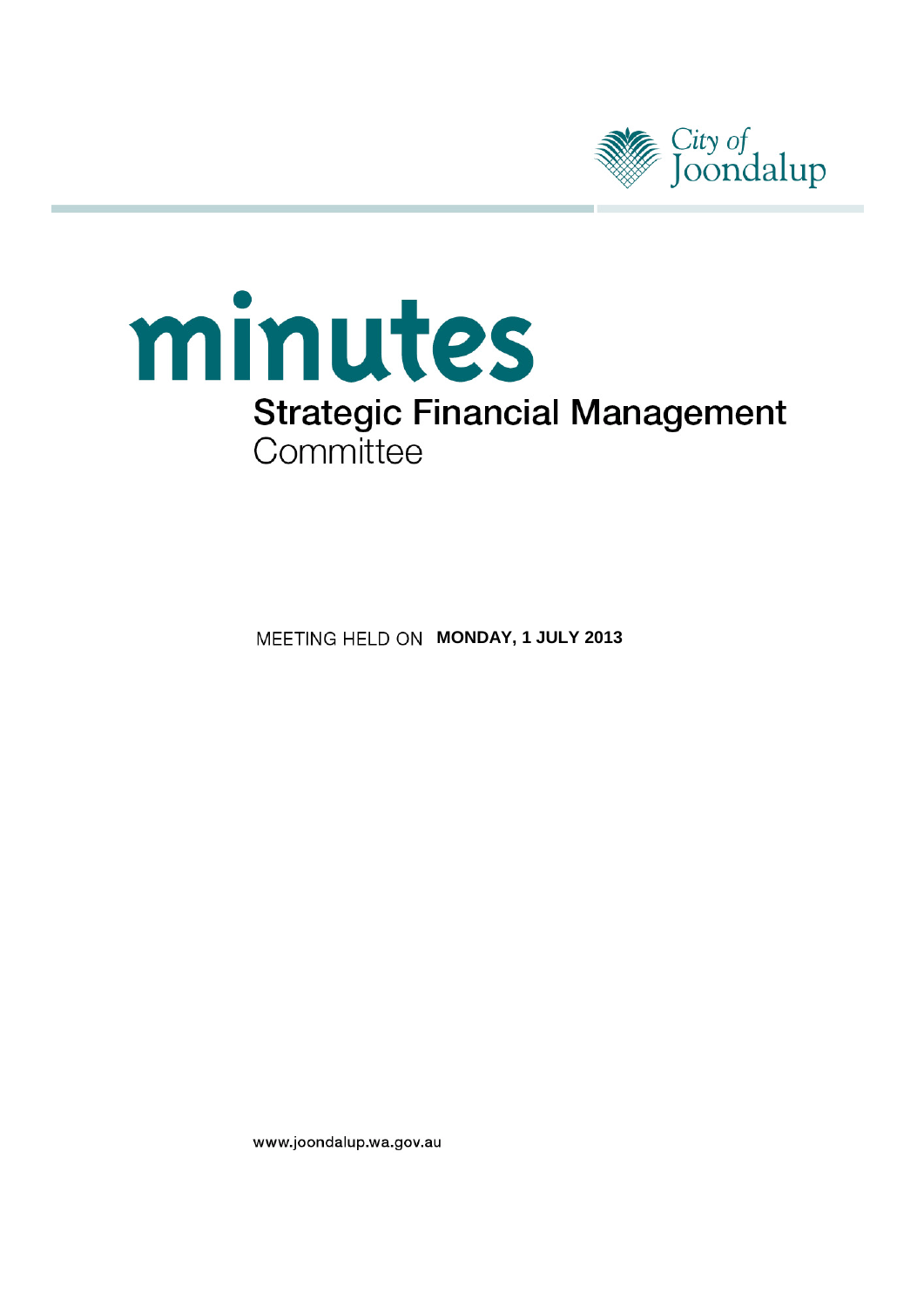City of Joondalup

# minutes

## Strategic Financial Management Committee

MEETING HELD ON **MONDAY, 1 JULY 2013**

www.joondalup.wa.gov.au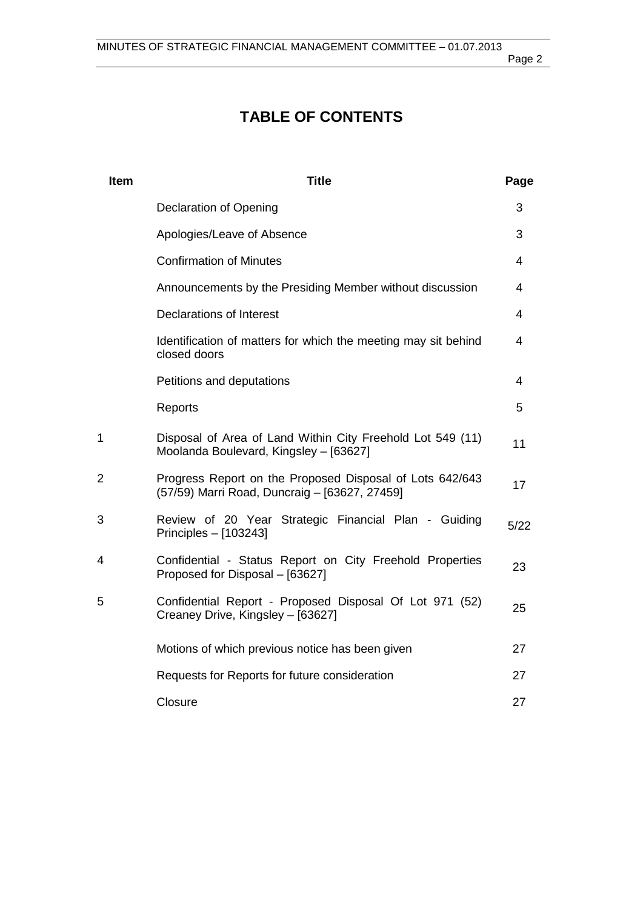# TABLE OF CONTENTS

| Item | Title | Page |
|---|---|---|
| | Declaration of Opening | 3 |
| | Apologies/Leave of Absence | 3 |
| | Confirmation of Minutes | 4 |
| | Announcements by the Presiding Member without discussion | 4 |
| | Declarations of Interest | 4 |
| | Identification of matters for which the meeting may sit behind closed doors | 4 |
| | Petitions and deputations | 4 |
| | Reports | 5 |
| 1 | Disposal of Area of Land Within City Freehold Lot 549 (11) Moolanda Boulevard, Kingsley – [63627] | 11 |
| 2 | Progress Report on the Proposed Disposal of Lots 642/643 (57/59) Marri Road, Duncraig – [63627, 27459] | 17 |
| 3 | Review of 20 Year Strategic Financial Plan - Guiding Principles – [103243] | 5/22 |
| 4 | Confidential - Status Report on City Freehold Properties Proposed for Disposal – [63627] | 23 |
| 5 | Confidential Report - Proposed Disposal Of Lot 971 (52) Creaney Drive, Kingsley – [63627] | 25 |
| | Motions of which previous notice has been given | 27 |
| | Requests for Reports for future consideration | 27 |
| | Closure | 27 |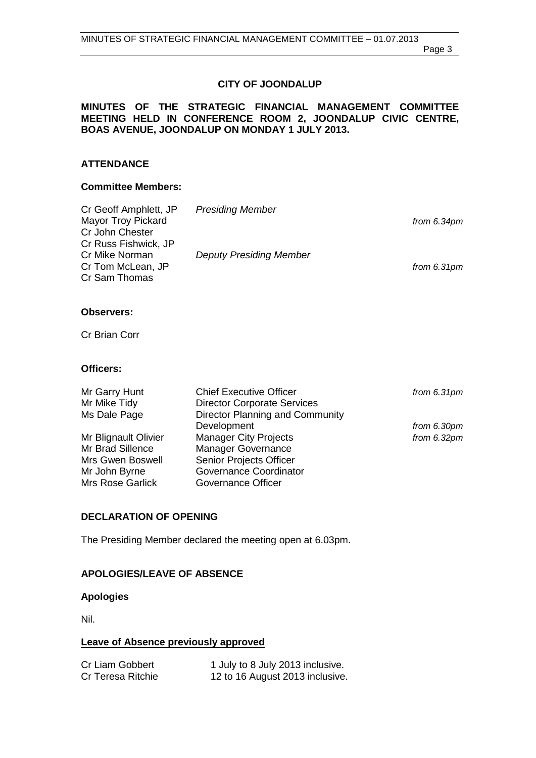**CITY OF JOONDALUP**

**MINUTES OF THE STRATEGIC FINANCIAL MANAGEMENT COMMITTEE MEETING HELD IN CONFERENCE ROOM 2, JOONDALUP CIVIC CENTRE, BOAS AVENUE, JOONDALUP ON MONDAY 1 JULY 2013.**

## ATTENDANCE

### Committee Members:

| | | |
|---|---|---|
| Cr Geoff Amphlett, JP | *Presiding Member* | |
| Mayor Troy Pickard | | *from 6.34pm* |
| Cr John Chester | | |
| Cr Russ Fishwick, JP | | |
| Cr Mike Norman | *Deputy Presiding Member* | |
| Cr Tom McLean, JP | | *from 6.31pm* |
| Cr Sam Thomas | | |

### Observers:

Cr Brian Corr

### Officers:

| | | |
|---|---|---|
| Mr Garry Hunt | Chief Executive Officer | *from 6.31pm* |
| Mr Mike Tidy | Director Corporate Services | |
| Ms Dale Page | Director Planning and Community Development | *from 6.30pm* |
| Mr Blignault Olivier | Manager City Projects | *from 6.32pm* |
| Mr Brad Sillence | Manager Governance | |
| Mrs Gwen Boswell | Senior Projects Officer | |
| Mr John Byrne | Governance Coordinator | |
| Mrs Rose Garlick | Governance Officer | |

## DECLARATION OF OPENING

The Presiding Member declared the meeting open at 6.03pm.

## APOLOGIES/LEAVE OF ABSENCE

### Apologies

Nil.

**Leave of Absence previously approved**

| | |
|---|---|
| Cr Liam Gobbert | 1 July to 8 July 2013 inclusive. |
| Cr Teresa Ritchie | 12 to 16 August 2013 inclusive. |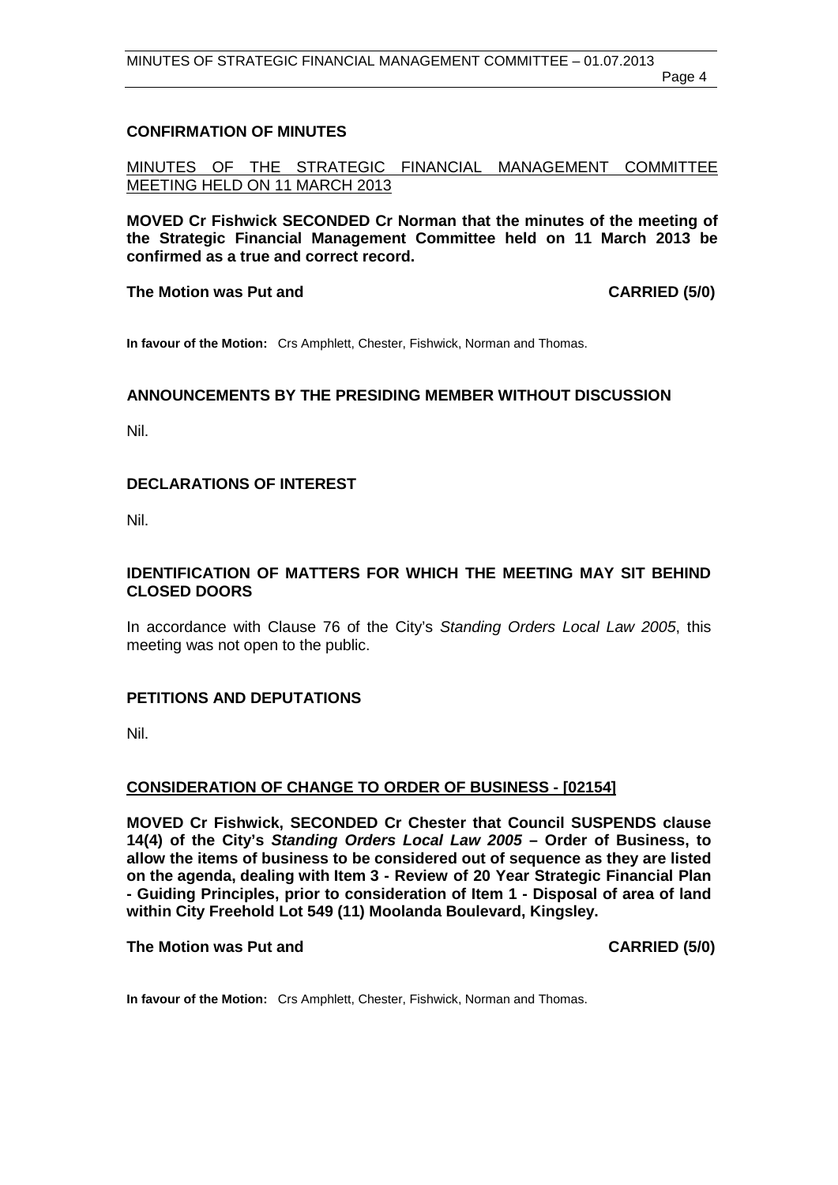## CONFIRMATION OF MINUTES

MINUTES OF THE STRATEGIC FINANCIAL MANAGEMENT COMMITTEE MEETING HELD ON 11 MARCH 2013

**MOVED Cr Fishwick SECONDED Cr Norman that the minutes of the meeting of the Strategic Financial Management Committee held on 11 March 2013 be confirmed as a true and correct record.**

**The Motion was Put and CARRIED (5/0)**

**In favour of the Motion:** Crs Amphlett, Chester, Fishwick, Norman and Thomas.

## ANNOUNCEMENTS BY THE PRESIDING MEMBER WITHOUT DISCUSSION

Nil.

## DECLARATIONS OF INTEREST

Nil.

## IDENTIFICATION OF MATTERS FOR WHICH THE MEETING MAY SIT BEHIND CLOSED DOORS

In accordance with Clause 76 of the City's *Standing Orders Local Law 2005*, this meeting was not open to the public.

## PETITIONS AND DEPUTATIONS

Nil.

## CONSIDERATION OF CHANGE TO ORDER OF BUSINESS - [02154]

**MOVED Cr Fishwick, SECONDED Cr Chester that Council SUSPENDS clause 14(4) of the City's *Standing Orders Local Law 2005* – Order of Business, to allow the items of business to be considered out of sequence as they are listed on the agenda, dealing with Item 3 - Review of 20 Year Strategic Financial Plan - Guiding Principles, prior to consideration of Item 1 - Disposal of area of land within City Freehold Lot 549 (11) Moolanda Boulevard, Kingsley.**

**The Motion was Put and CARRIED (5/0)**

**In favour of the Motion:** Crs Amphlett, Chester, Fishwick, Norman and Thomas.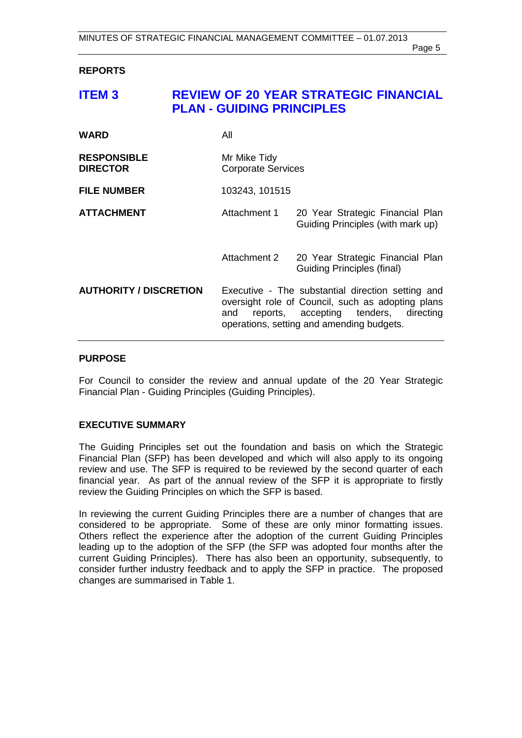## REPORTS

# ITEM 3 REVIEW OF 20 YEAR STRATEGIC FINANCIAL PLAN - GUIDING PRINCIPLES

| | | |
|---|---|---|
| **WARD** | All | |
| **RESPONSIBLE DIRECTOR** | Mr Mike Tidy<br>Corporate Services | |
| **FILE NUMBER** | 103243, 101515 | |
| **ATTACHMENT** | Attachment 1 | 20 Year Strategic Financial Plan Guiding Principles (with mark up) |
| | Attachment 2 | 20 Year Strategic Financial Plan Guiding Principles (final) |
| **AUTHORITY / DISCRETION** | Executive - The substantial direction setting and oversight role of Council, such as adopting plans and reports, accepting tenders, directing operations, setting and amending budgets. | |

### PURPOSE

For Council to consider the review and annual update of the 20 Year Strategic Financial Plan - Guiding Principles (Guiding Principles).

### EXECUTIVE SUMMARY

The Guiding Principles set out the foundation and basis on which the Strategic Financial Plan (SFP) has been developed and which will also apply to its ongoing review and use. The SFP is required to be reviewed by the second quarter of each financial year. As part of the annual review of the SFP it is appropriate to firstly review the Guiding Principles on which the SFP is based.

In reviewing the current Guiding Principles there are a number of changes that are considered to be appropriate. Some of these are only minor formatting issues. Others reflect the experience after the adoption of the current Guiding Principles leading up to the adoption of the SFP (the SFP was adopted four months after the current Guiding Principles). There has also been an opportunity, subsequently, to consider further industry feedback and to apply the SFP in practice. The proposed changes are summarised in Table 1.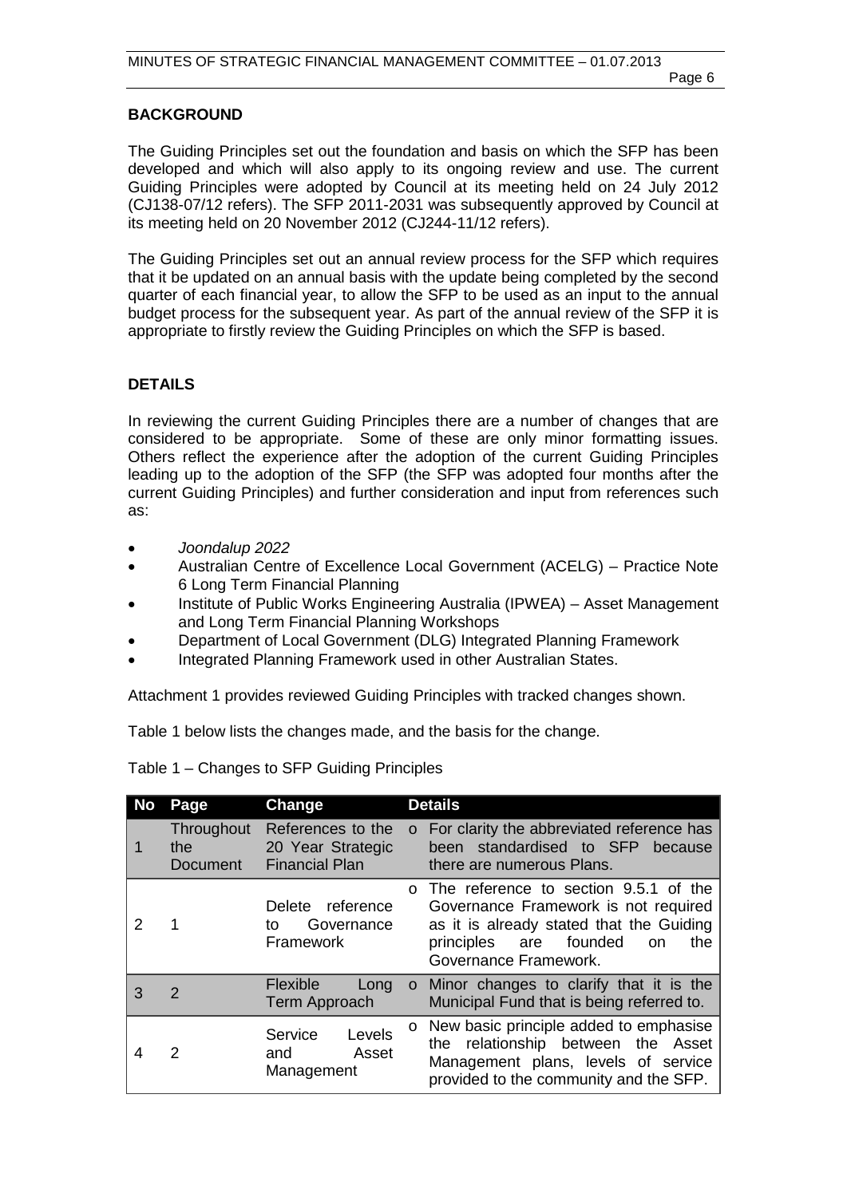## BACKGROUND

The Guiding Principles set out the foundation and basis on which the SFP has been developed and which will also apply to its ongoing review and use. The current Guiding Principles were adopted by Council at its meeting held on 24 July 2012 (CJ138-07/12 refers). The SFP 2011-2031 was subsequently approved by Council at its meeting held on 20 November 2012 (CJ244-11/12 refers).

The Guiding Principles set out an annual review process for the SFP which requires that it be updated on an annual basis with the update being completed by the second quarter of each financial year, to allow the SFP to be used as an input to the annual budget process for the subsequent year. As part of the annual review of the SFP it is appropriate to firstly review the Guiding Principles on which the SFP is based.

## DETAILS

In reviewing the current Guiding Principles there are a number of changes that are considered to be appropriate. Some of these are only minor formatting issues. Others reflect the experience after the adoption of the current Guiding Principles leading up to the adoption of the SFP (the SFP was adopted four months after the current Guiding Principles) and further consideration and input from references such as:

- *Joondalup 2022*
- Australian Centre of Excellence Local Government (ACELG) – Practice Note 6 Long Term Financial Planning
- Institute of Public Works Engineering Australia (IPWEA) – Asset Management and Long Term Financial Planning Workshops
- Department of Local Government (DLG) Integrated Planning Framework
- Integrated Planning Framework used in other Australian States.

Attachment 1 provides reviewed Guiding Principles with tracked changes shown.

Table 1 below lists the changes made, and the basis for the change.

Table 1 – Changes to SFP Guiding Principles

| No | Page | Change | Details |
|---|---|---|---|
| 1 | Throughout the Document | References to the 20 Year Strategic Financial Plan | o For clarity the abbreviated reference has been standardised to SFP because there are numerous Plans. |
| 2 | 1 | Delete reference to Governance Framework | o The reference to section 9.5.1 of the Governance Framework is not required as it is already stated that the Guiding principles are founded on the Governance Framework. |
| 3 | 2 | Flexible Long Term Approach | o Minor changes to clarify that it is the Municipal Fund that is being referred to. |
| 4 | 2 | Service Levels and Asset Management | o New basic principle added to emphasise the relationship between the Asset Management plans, levels of service provided to the community and the SFP. |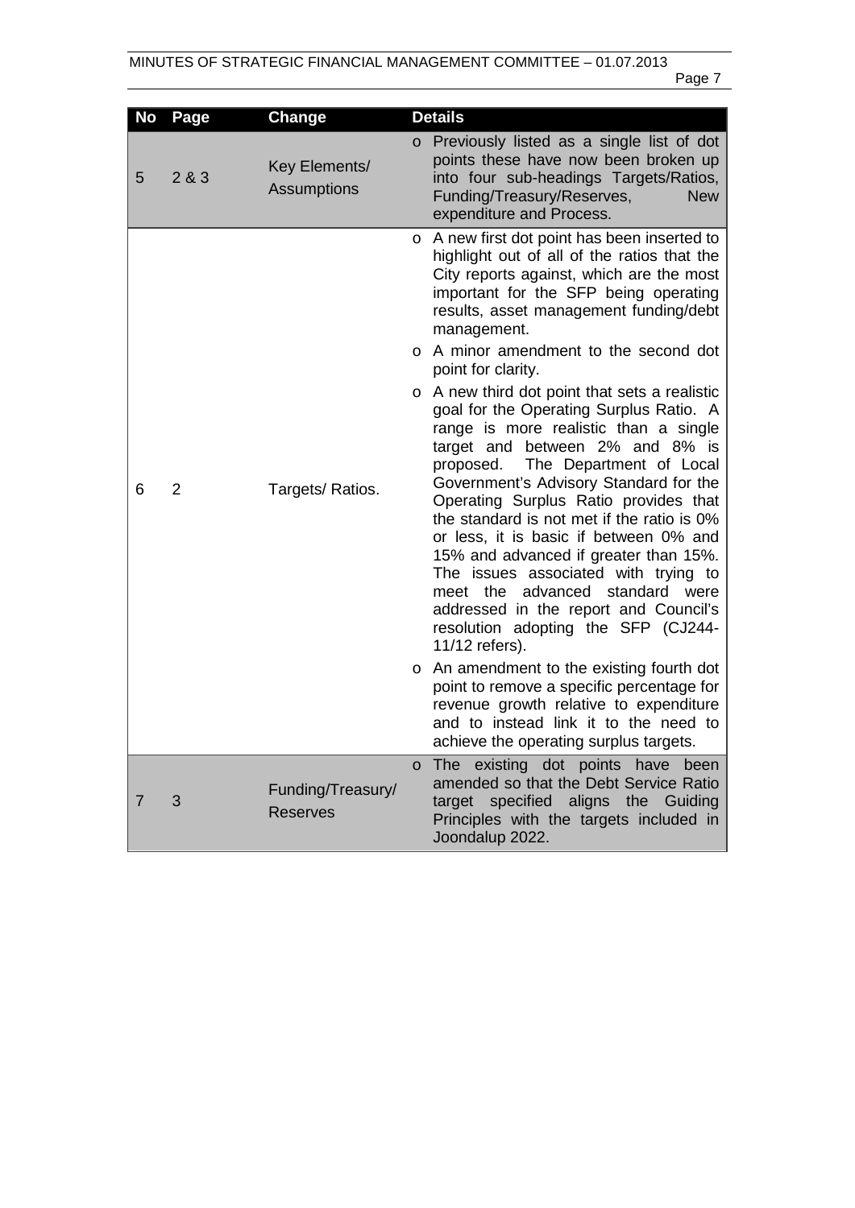| No | Page | Change | Details |
|---|---|---|---|
| 5 | 2 & 3 | Key Elements/ Assumptions | o Previously listed as a single list of dot points these have now been broken up into four sub-headings Targets/Ratios, Funding/Treasury/Reserves, New expenditure and Process. |
| 6 | 2 | Targets/ Ratios. | o A new first dot point has been inserted to highlight out of all of the ratios that the City reports against, which are the most important for the SFP being operating results, asset management funding/debt management.<br>o A minor amendment to the second dot point for clarity.<br>o A new third dot point that sets a realistic goal for the Operating Surplus Ratio. A range is more realistic than a single target and between 2% and 8% is proposed. The Department of Local Government's Advisory Standard for the Operating Surplus Ratio provides that the standard is not met if the ratio is 0% or less, it is basic if between 0% and 15% and advanced if greater than 15%. The issues associated with trying to meet the advanced standard were addressed in the report and Council's resolution adopting the SFP (CJ244-11/12 refers).<br>o An amendment to the existing fourth dot point to remove a specific percentage for revenue growth relative to expenditure and to instead link it to the need to achieve the operating surplus targets. |
| 7 | 3 | Funding/Treasury/ Reserves | o The existing dot points have been amended so that the Debt Service Ratio target specified aligns the Guiding Principles with the targets included in Joondalup 2022. |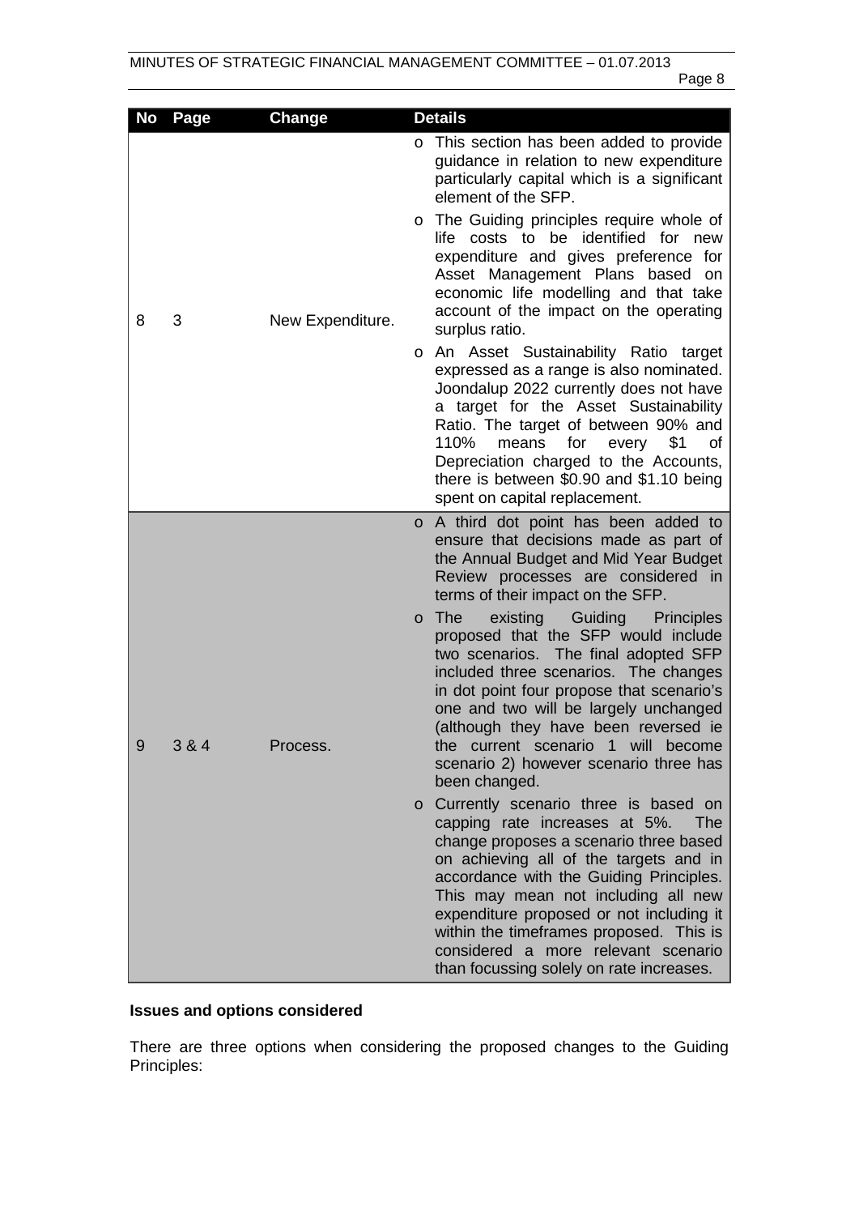| No | Page | Change | Details |
|---|---|---|---|
| 8 | 3 | New Expenditure. | o This section has been added to provide guidance in relation to new expenditure particularly capital which is a significant element of the SFP.<br>o The Guiding principles require whole of life costs to be identified for new expenditure and gives preference for Asset Management Plans based on economic life modelling and that take account of the impact on the operating surplus ratio.<br>o An Asset Sustainability Ratio target expressed as a range is also nominated. Joondalup 2022 currently does not have a target for the Asset Sustainability Ratio. The target of between 90% and 110% means for every $1 of Depreciation charged to the Accounts, there is between $0.90 and $1.10 being spent on capital replacement. |
| 9 | 3 & 4 | Process. | o A third dot point has been added to ensure that decisions made as part of the Annual Budget and Mid Year Budget Review processes are considered in terms of their impact on the SFP.<br>o The existing Guiding Principles proposed that the SFP would include two scenarios. The final adopted SFP included three scenarios. The changes in dot point four propose that scenario's one and two will be largely unchanged (although they have been reversed ie the current scenario 1 will become scenario 2) however scenario three has been changed.<br>o Currently scenario three is based on capping rate increases at 5%. The change proposes a scenario three based on achieving all of the targets and in accordance with the Guiding Principles. This may mean not including all new expenditure proposed or not including it within the timeframes proposed. This is considered a more relevant scenario than focussing solely on rate increases. |

**Issues and options considered**

There are three options when considering the proposed changes to the Guiding Principles: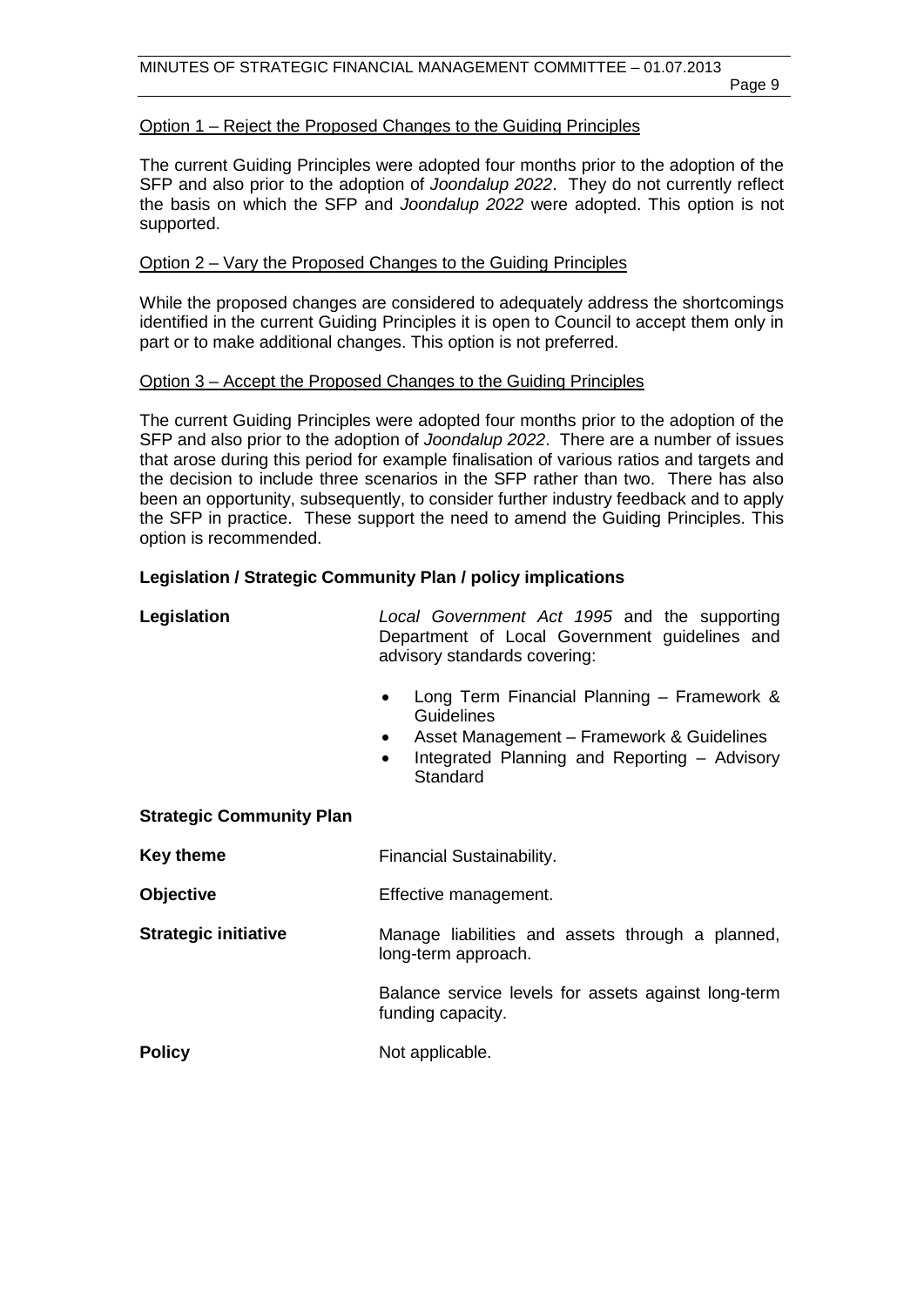<u>Option 1 – Reject the Proposed Changes to the Guiding Principles</u>

The current Guiding Principles were adopted four months prior to the adoption of the SFP and also prior to the adoption of *Joondalup 2022*. They do not currently reflect the basis on which the SFP and *Joondalup 2022* were adopted. This option is not supported.

<u>Option 2 – Vary the Proposed Changes to the Guiding Principles</u>

While the proposed changes are considered to adequately address the shortcomings identified in the current Guiding Principles it is open to Council to accept them only in part or to make additional changes. This option is not preferred.

<u>Option 3 – Accept the Proposed Changes to the Guiding Principles</u>

The current Guiding Principles were adopted four months prior to the adoption of the SFP and also prior to the adoption of *Joondalup 2022*. There are a number of issues that arose during this period for example finalisation of various ratios and targets and the decision to include three scenarios in the SFP rather than two. There has also been an opportunity, subsequently, to consider further industry feedback and to apply the SFP in practice. These support the need to amend the Guiding Principles. This option is recommended.

**Legislation / Strategic Community Plan / policy implications**

**Legislation** — *Local Government Act 1995* and the supporting Department of Local Government guidelines and advisory standards covering:

- Long Term Financial Planning – Framework & Guidelines
- Asset Management – Framework & Guidelines
- Integrated Planning and Reporting – Advisory Standard

**Strategic Community Plan**

**Key theme** — Financial Sustainability.

**Objective** — Effective management.

**Strategic initiative** — Manage liabilities and assets through a planned, long-term approach.

Balance service levels for assets against long-term funding capacity.

**Policy** — Not applicable.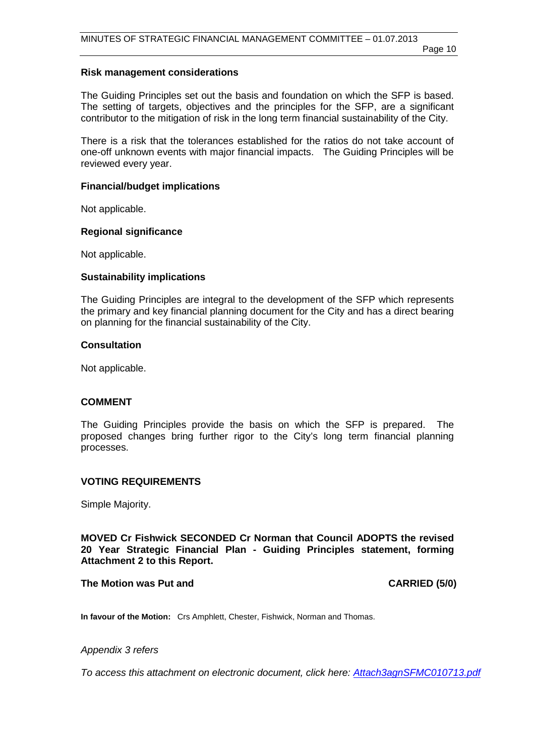### Risk management considerations

The Guiding Principles set out the basis and foundation on which the SFP is based. The setting of targets, objectives and the principles for the SFP, are a significant contributor to the mitigation of risk in the long term financial sustainability of the City.

There is a risk that the tolerances established for the ratios do not take account of one-off unknown events with major financial impacts. The Guiding Principles will be reviewed every year.

### Financial/budget implications

Not applicable.

### Regional significance

Not applicable.

### Sustainability implications

The Guiding Principles are integral to the development of the SFP which represents the primary and key financial planning document for the City and has a direct bearing on planning for the financial sustainability of the City.

### Consultation

Not applicable.

## COMMENT

The Guiding Principles provide the basis on which the SFP is prepared. The proposed changes bring further rigor to the City's long term financial planning processes.

## VOTING REQUIREMENTS

Simple Majority.

**MOVED Cr Fishwick SECONDED Cr Norman that Council ADOPTS the revised 20 Year Strategic Financial Plan - Guiding Principles statement, forming Attachment 2 to this Report.**

**The Motion was Put and CARRIED (5/0)**

**In favour of the Motion:** Crs Amphlett, Chester, Fishwick, Norman and Thomas.

*Appendix 3 refers*

*To access this attachment on electronic document, click here: Attach3agnSFMC010713.pdf*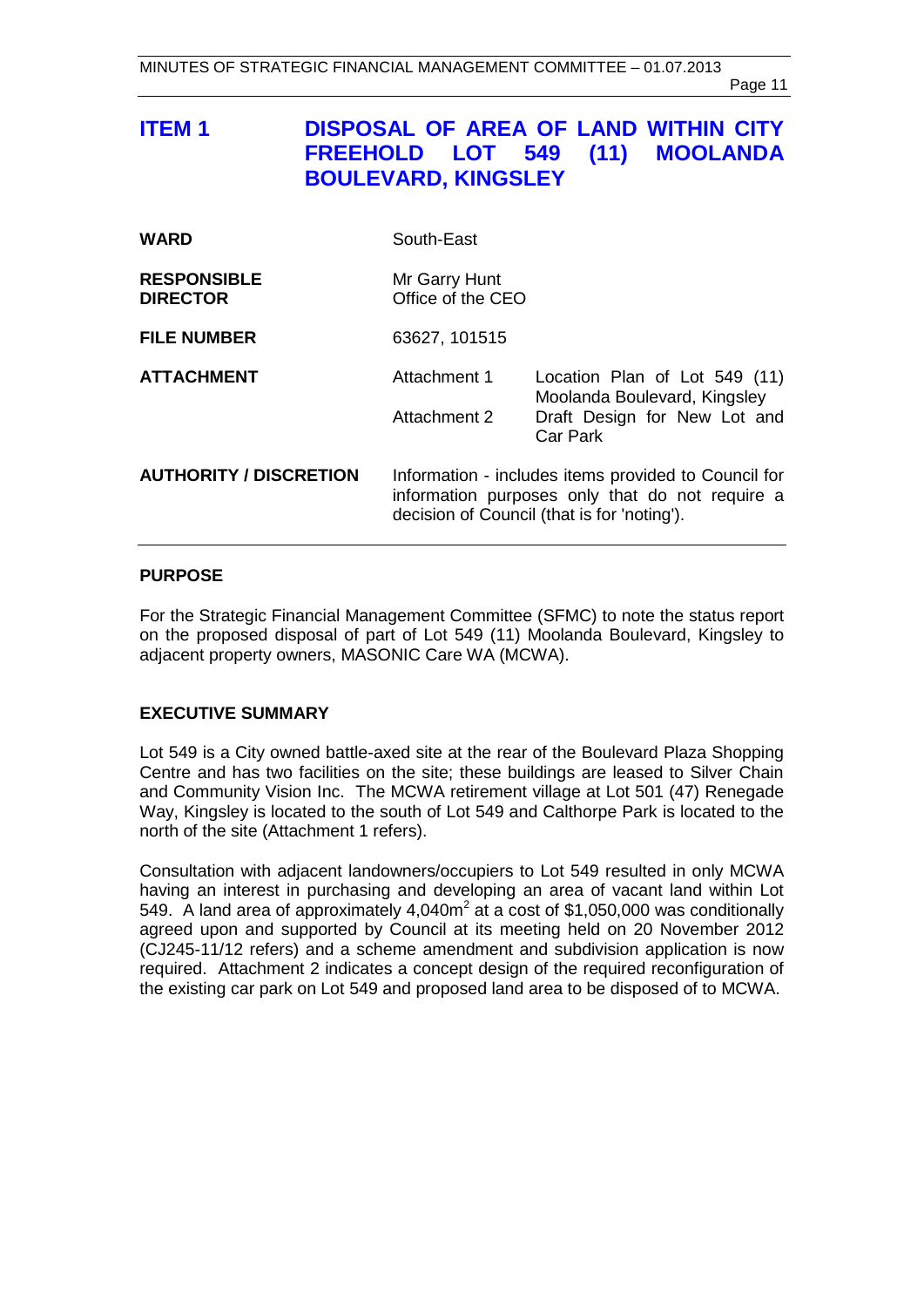# ITEM 1 DISPOSAL OF AREA OF LAND WITHIN CITY FREEHOLD LOT 549 (11) MOOLANDA BOULEVARD, KINGSLEY

| | | |
|---|---|---|
| **WARD** | South-East | |
| **RESPONSIBLE DIRECTOR** | Mr Garry Hunt<br>Office of the CEO | |
| **FILE NUMBER** | 63627, 101515 | |
| **ATTACHMENT** | Attachment 1 | Location Plan of Lot 549 (11) Moolanda Boulevard, Kingsley |
| | Attachment 2 | Draft Design for New Lot and Car Park |
| **AUTHORITY / DISCRETION** | Information - includes items provided to Council for information purposes only that do not require a decision of Council (that is for 'noting'). | |

## PURPOSE

For the Strategic Financial Management Committee (SFMC) to note the status report on the proposed disposal of part of Lot 549 (11) Moolanda Boulevard, Kingsley to adjacent property owners, MASONIC Care WA (MCWA).

## EXECUTIVE SUMMARY

Lot 549 is a City owned battle-axed site at the rear of the Boulevard Plaza Shopping Centre and has two facilities on the site; these buildings are leased to Silver Chain and Community Vision Inc. The MCWA retirement village at Lot 501 (47) Renegade Way, Kingsley is located to the south of Lot 549 and Calthorpe Park is located to the north of the site (Attachment 1 refers).

Consultation with adjacent landowners/occupiers to Lot 549 resulted in only MCWA having an interest in purchasing and developing an area of vacant land within Lot 549. A land area of approximately 4,040m$^2$ at a cost of $1,050,000 was conditionally agreed upon and supported by Council at its meeting held on 20 November 2012 (CJ245-11/12 refers) and a scheme amendment and subdivision application is now required. Attachment 2 indicates a concept design of the required reconfiguration of the existing car park on Lot 549 and proposed land area to be disposed of to MCWA.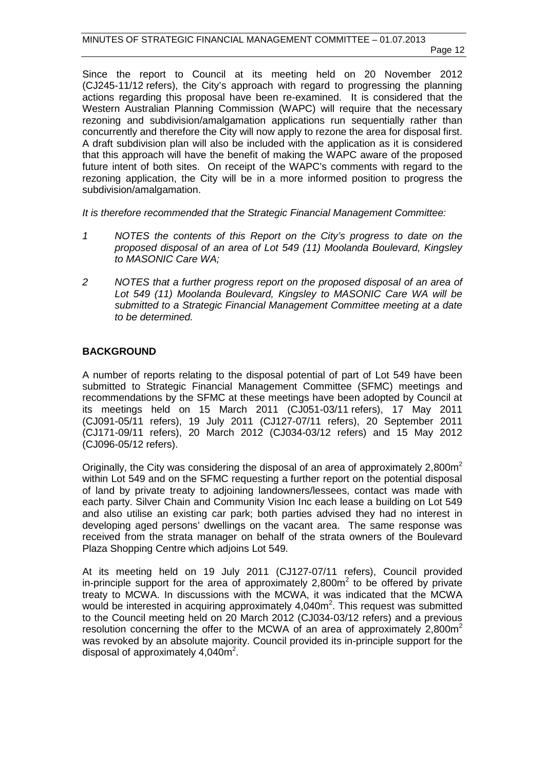Since the report to Council at its meeting held on 20 November 2012 (CJ245-11/12 refers), the City's approach with regard to progressing the planning actions regarding this proposal have been re-examined. It is considered that the Western Australian Planning Commission (WAPC) will require that the necessary rezoning and subdivision/amalgamation applications run sequentially rather than concurrently and therefore the City will now apply to rezone the area for disposal first. A draft subdivision plan will also be included with the application as it is considered that this approach will have the benefit of making the WAPC aware of the proposed future intent of both sites. On receipt of the WAPC's comments with regard to the rezoning application, the City will be in a more informed position to progress the subdivision/amalgamation.

*It is therefore recommended that the Strategic Financial Management Committee:*

1. *NOTES the contents of this Report on the City's progress to date on the proposed disposal of an area of Lot 549 (11) Moolanda Boulevard, Kingsley to MASONIC Care WA;*
2. *NOTES that a further progress report on the proposed disposal of an area of Lot 549 (11) Moolanda Boulevard, Kingsley to MASONIC Care WA will be submitted to a Strategic Financial Management Committee meeting at a date to be determined.*

## BACKGROUND

A number of reports relating to the disposal potential of part of Lot 549 have been submitted to Strategic Financial Management Committee (SFMC) meetings and recommendations by the SFMC at these meetings have been adopted by Council at its meetings held on 15 March 2011 (CJ051-03/11 refers), 17 May 2011 (CJ091-05/11 refers), 19 July 2011 (CJ127-07/11 refers), 20 September 2011 (CJ171-09/11 refers), 20 March 2012 (CJ034-03/12 refers) and 15 May 2012 (CJ096-05/12 refers).

Originally, the City was considering the disposal of an area of approximately 2,800m$^2$ within Lot 549 and on the SFMC requesting a further report on the potential disposal of land by private treaty to adjoining landowners/lessees, contact was made with each party. Silver Chain and Community Vision Inc each lease a building on Lot 549 and also utilise an existing car park; both parties advised they had no interest in developing aged persons' dwellings on the vacant area. The same response was received from the strata manager on behalf of the strata owners of the Boulevard Plaza Shopping Centre which adjoins Lot 549.

At its meeting held on 19 July 2011 (CJ127-07/11 refers), Council provided in-principle support for the area of approximately 2,800m$^2$ to be offered by private treaty to MCWA. In discussions with the MCWA, it was indicated that the MCWA would be interested in acquiring approximately 4,040m$^2$. This request was submitted to the Council meeting held on 20 March 2012 (CJ034-03/12 refers) and a previous resolution concerning the offer to the MCWA of an area of approximately 2,800m$^2$ was revoked by an absolute majority. Council provided its in-principle support for the disposal of approximately 4,040m$^2$.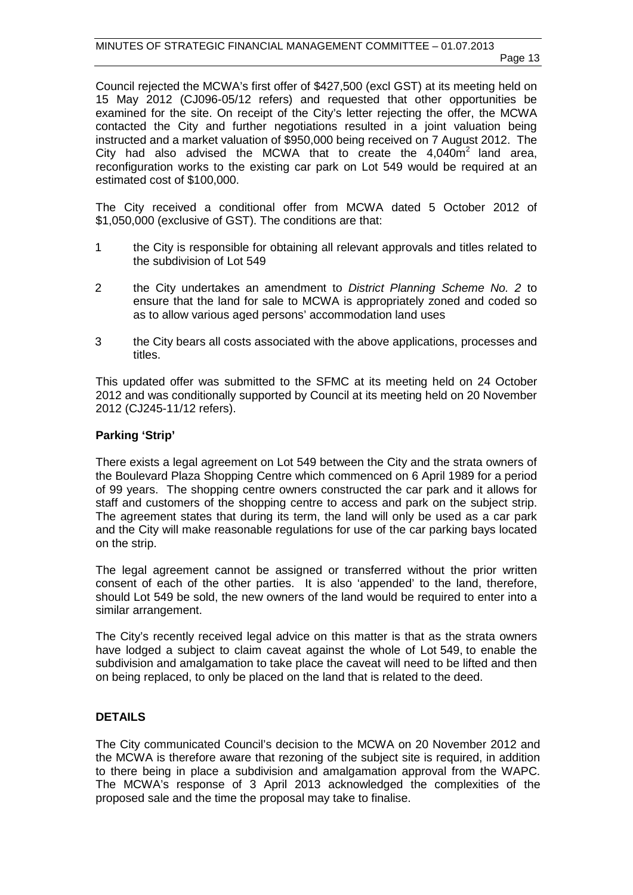Council rejected the MCWA's first offer of $427,500 (excl GST) at its meeting held on 15 May 2012 (CJ096-05/12 refers) and requested that other opportunities be examined for the site. On receipt of the City's letter rejecting the offer, the MCWA contacted the City and further negotiations resulted in a joint valuation being instructed and a market valuation of $950,000 being received on 7 August 2012. The City had also advised the MCWA that to create the 4,040m$^2$ land area, reconfiguration works to the existing car park on Lot 549 would be required at an estimated cost of $100,000.

The City received a conditional offer from MCWA dated 5 October 2012 of $1,050,000 (exclusive of GST). The conditions are that:

1. the City is responsible for obtaining all relevant approvals and titles related to the subdivision of Lot 549
2. the City undertakes an amendment to *District Planning Scheme No. 2* to ensure that the land for sale to MCWA is appropriately zoned and coded so as to allow various aged persons' accommodation land uses
3. the City bears all costs associated with the above applications, processes and titles.

This updated offer was submitted to the SFMC at its meeting held on 24 October 2012 and was conditionally supported by Council at its meeting held on 20 November 2012 (CJ245-11/12 refers).

**Parking 'Strip'**

There exists a legal agreement on Lot 549 between the City and the strata owners of the Boulevard Plaza Shopping Centre which commenced on 6 April 1989 for a period of 99 years. The shopping centre owners constructed the car park and it allows for staff and customers of the shopping centre to access and park on the subject strip. The agreement states that during its term, the land will only be used as a car park and the City will make reasonable regulations for use of the car parking bays located on the strip.

The legal agreement cannot be assigned or transferred without the prior written consent of each of the other parties. It is also 'appended' to the land, therefore, should Lot 549 be sold, the new owners of the land would be required to enter into a similar arrangement.

The City's recently received legal advice on this matter is that as the strata owners have lodged a subject to claim caveat against the whole of Lot 549, to enable the subdivision and amalgamation to take place the caveat will need to be lifted and then on being replaced, to only be placed on the land that is related to the deed.

## DETAILS

The City communicated Council's decision to the MCWA on 20 November 2012 and the MCWA is therefore aware that rezoning of the subject site is required, in addition to there being in place a subdivision and amalgamation approval from the WAPC. The MCWA's response of 3 April 2013 acknowledged the complexities of the proposed sale and the time the proposal may take to finalise.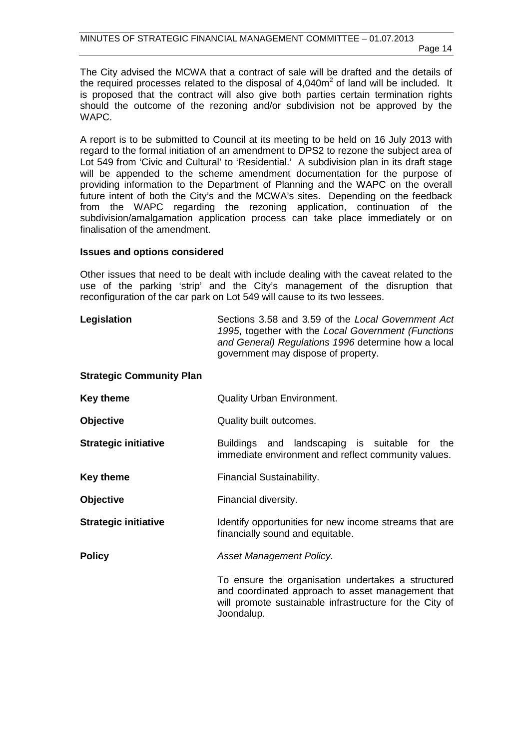The City advised the MCWA that a contract of sale will be drafted and the details of the required processes related to the disposal of 4,040m$^2$ of land will be included. It is proposed that the contract will also give both parties certain termination rights should the outcome of the rezoning and/or subdivision not be approved by the WAPC.

A report is to be submitted to Council at its meeting to be held on 16 July 2013 with regard to the formal initiation of an amendment to DPS2 to rezone the subject area of Lot 549 from 'Civic and Cultural' to 'Residential.' A subdivision plan in its draft stage will be appended to the scheme amendment documentation for the purpose of providing information to the Department of Planning and the WAPC on the overall future intent of both the City's and the MCWA's sites. Depending on the feedback from the WAPC regarding the rezoning application, continuation of the subdivision/amalgamation application process can take place immediately or on finalisation of the amendment.

**Issues and options considered**

Other issues that need to be dealt with include dealing with the caveat related to the use of the parking 'strip' and the City's management of the disruption that reconfiguration of the car park on Lot 549 will cause to its two lessees.

**Legislation** Sections 3.58 and 3.59 of the *Local Government Act 1995*, together with the *Local Government (Functions and General) Regulations 1996* determine how a local government may dispose of property.

**Strategic Community Plan**

**Key theme** Quality Urban Environment.

**Objective** Quality built outcomes.

**Strategic initiative** Buildings and landscaping is suitable for the immediate environment and reflect community values.

**Key theme** Financial Sustainability.

**Objective** Financial diversity.

**Strategic initiative** Identify opportunities for new income streams that are financially sound and equitable.

**Policy** *Asset Management Policy.*

To ensure the organisation undertakes a structured and coordinated approach to asset management that will promote sustainable infrastructure for the City of Joondalup.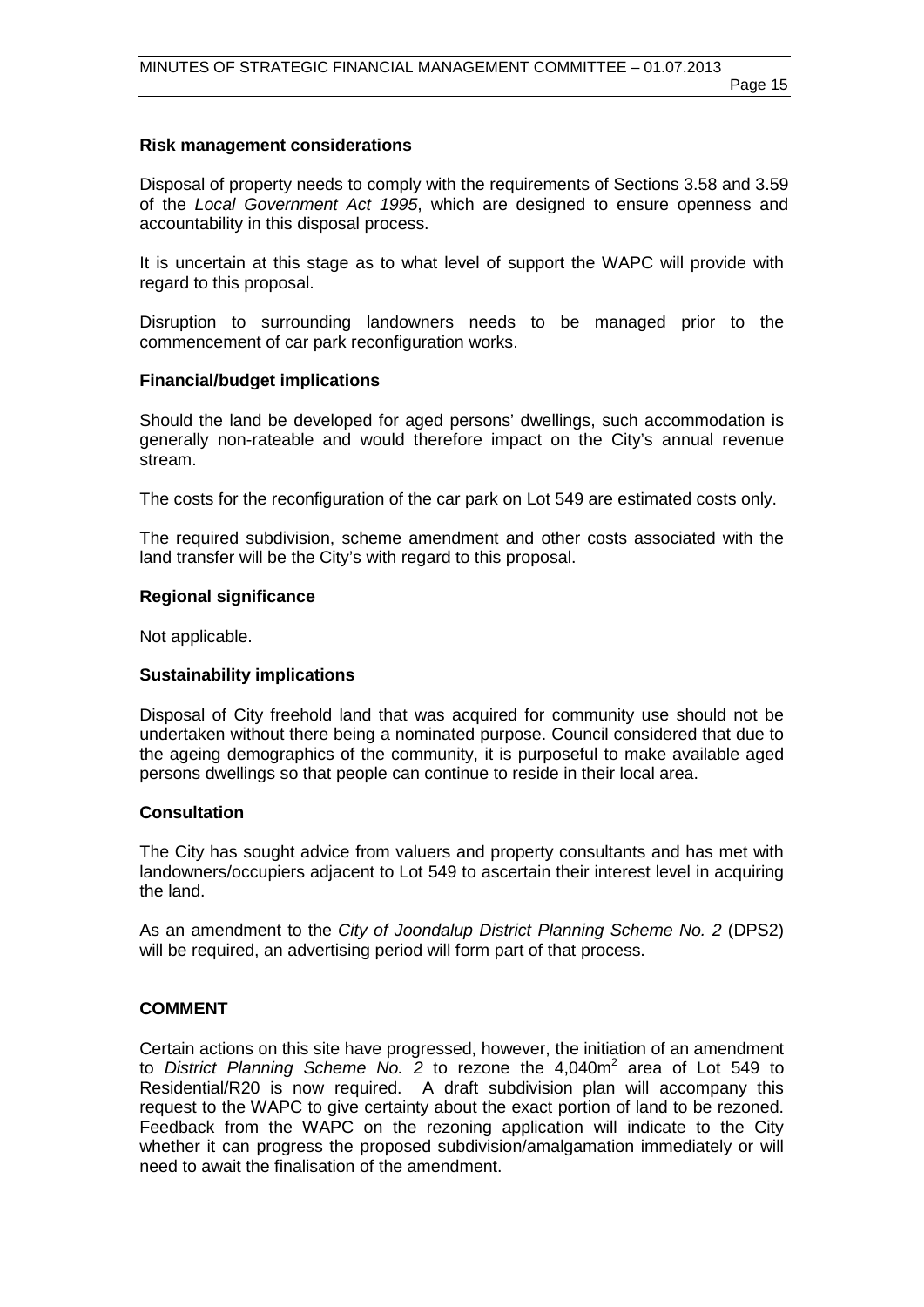**Risk management considerations**

Disposal of property needs to comply with the requirements of Sections 3.58 and 3.59 of the *Local Government Act 1995*, which are designed to ensure openness and accountability in this disposal process.

It is uncertain at this stage as to what level of support the WAPC will provide with regard to this proposal.

Disruption to surrounding landowners needs to be managed prior to the commencement of car park reconfiguration works.

**Financial/budget implications**

Should the land be developed for aged persons' dwellings, such accommodation is generally non-rateable and would therefore impact on the City's annual revenue stream.

The costs for the reconfiguration of the car park on Lot 549 are estimated costs only.

The required subdivision, scheme amendment and other costs associated with the land transfer will be the City's with regard to this proposal.

**Regional significance**

Not applicable.

**Sustainability implications**

Disposal of City freehold land that was acquired for community use should not be undertaken without there being a nominated purpose. Council considered that due to the ageing demographics of the community, it is purposeful to make available aged persons dwellings so that people can continue to reside in their local area.

**Consultation**

The City has sought advice from valuers and property consultants and has met with landowners/occupiers adjacent to Lot 549 to ascertain their interest level in acquiring the land.

As an amendment to the *City of Joondalup District Planning Scheme No. 2* (DPS2) will be required, an advertising period will form part of that process.

## COMMENT

Certain actions on this site have progressed, however, the initiation of an amendment to *District Planning Scheme No. 2* to rezone the 4,040m$^2$ area of Lot 549 to Residential/R20 is now required. A draft subdivision plan will accompany this request to the WAPC to give certainty about the exact portion of land to be rezoned. Feedback from the WAPC on the rezoning application will indicate to the City whether it can progress the proposed subdivision/amalgamation immediately or will need to await the finalisation of the amendment.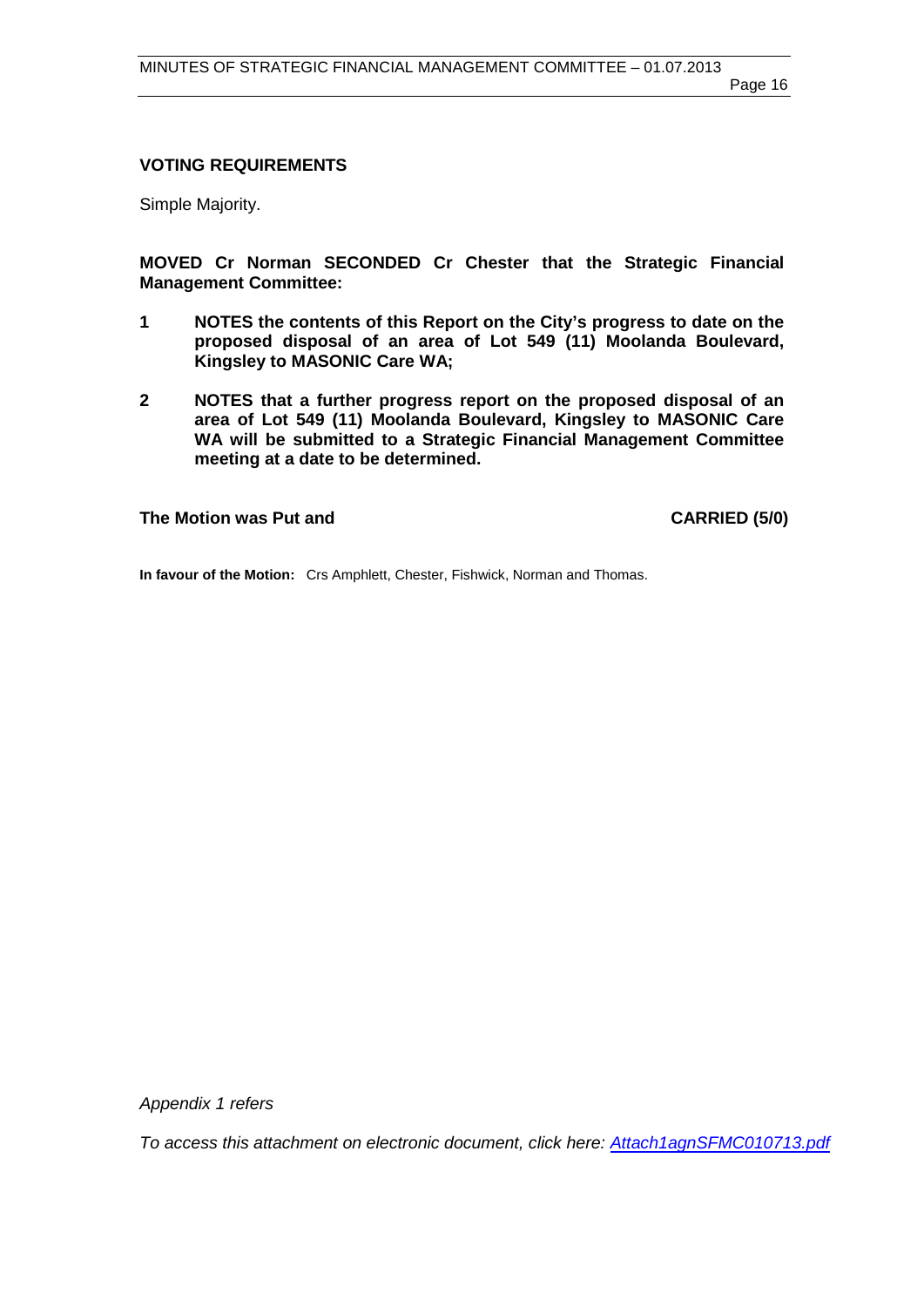**VOTING REQUIREMENTS**

Simple Majority.

**MOVED Cr Norman SECONDED Cr Chester that the Strategic Financial Management Committee:**

**1 NOTES the contents of this Report on the City's progress to date on the proposed disposal of an area of Lot 549 (11) Moolanda Boulevard, Kingsley to MASONIC Care WA;**

**2 NOTES that a further progress report on the proposed disposal of an area of Lot 549 (11) Moolanda Boulevard, Kingsley to MASONIC Care WA will be submitted to a Strategic Financial Management Committee meeting at a date to be determined.**

**The Motion was Put and CARRIED (5/0)**

**In favour of the Motion:** Crs Amphlett, Chester, Fishwick, Norman and Thomas.

*Appendix 1 refers*

*To access this attachment on electronic document, click here: Attach1agnSFMC010713.pdf*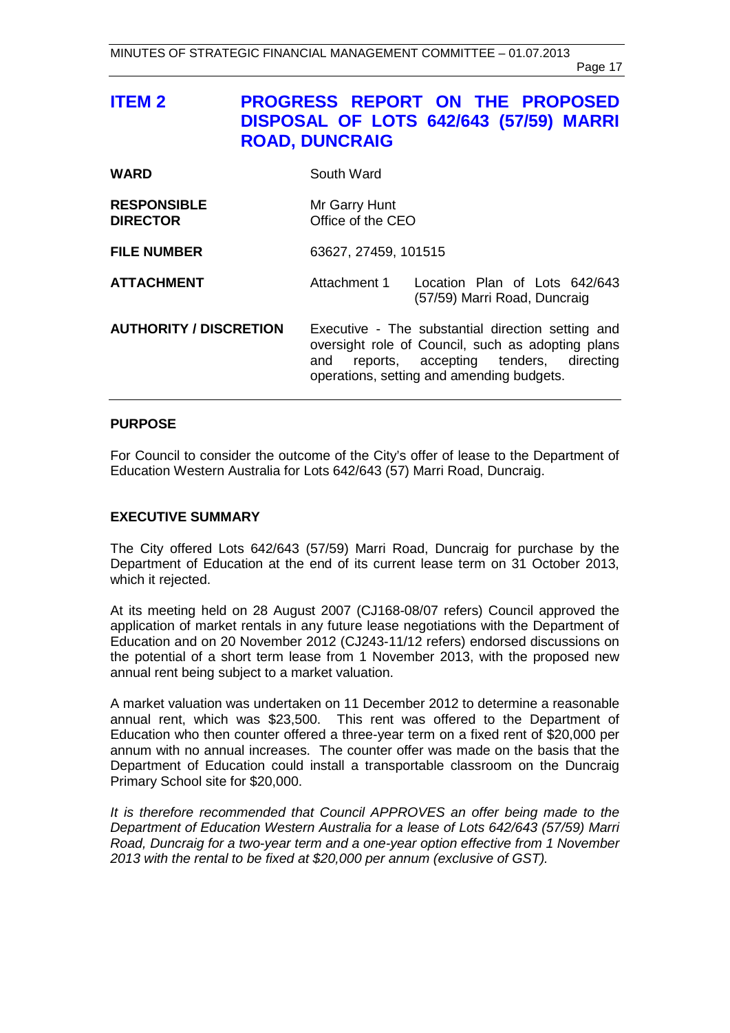## ITEM 2 PROGRESS REPORT ON THE PROPOSED DISPOSAL OF LOTS 642/643 (57/59) MARRI ROAD, DUNCRAIG

| | | |
|---|---|---|
| **WARD** | South Ward | |
| **RESPONSIBLE DIRECTOR** | Mr Garry Hunt<br>Office of the CEO | |
| **FILE NUMBER** | 63627, 27459, 101515 | |
| **ATTACHMENT** | Attachment 1 | Location Plan of Lots 642/643 (57/59) Marri Road, Duncraig |
| **AUTHORITY / DISCRETION** | Executive - The substantial direction setting and oversight role of Council, such as adopting plans and reports, accepting tenders, directing operations, setting and amending budgets. | |

### PURPOSE

For Council to consider the outcome of the City's offer of lease to the Department of Education Western Australia for Lots 642/643 (57) Marri Road, Duncraig.

### EXECUTIVE SUMMARY

The City offered Lots 642/643 (57/59) Marri Road, Duncraig for purchase by the Department of Education at the end of its current lease term on 31 October 2013, which it rejected.

At its meeting held on 28 August 2007 (CJ168-08/07 refers) Council approved the application of market rentals in any future lease negotiations with the Department of Education and on 20 November 2012 (CJ243-11/12 refers) endorsed discussions on the potential of a short term lease from 1 November 2013, with the proposed new annual rent being subject to a market valuation.

A market valuation was undertaken on 11 December 2012 to determine a reasonable annual rent, which was $23,500. This rent was offered to the Department of Education who then counter offered a three-year term on a fixed rent of $20,000 per annum with no annual increases. The counter offer was made on the basis that the Department of Education could install a transportable classroom on the Duncraig Primary School site for $20,000.

*It is therefore recommended that Council APPROVES an offer being made to the Department of Education Western Australia for a lease of Lots 642/643 (57/59) Marri Road, Duncraig for a two-year term and a one-year option effective from 1 November 2013 with the rental to be fixed at $20,000 per annum (exclusive of GST).*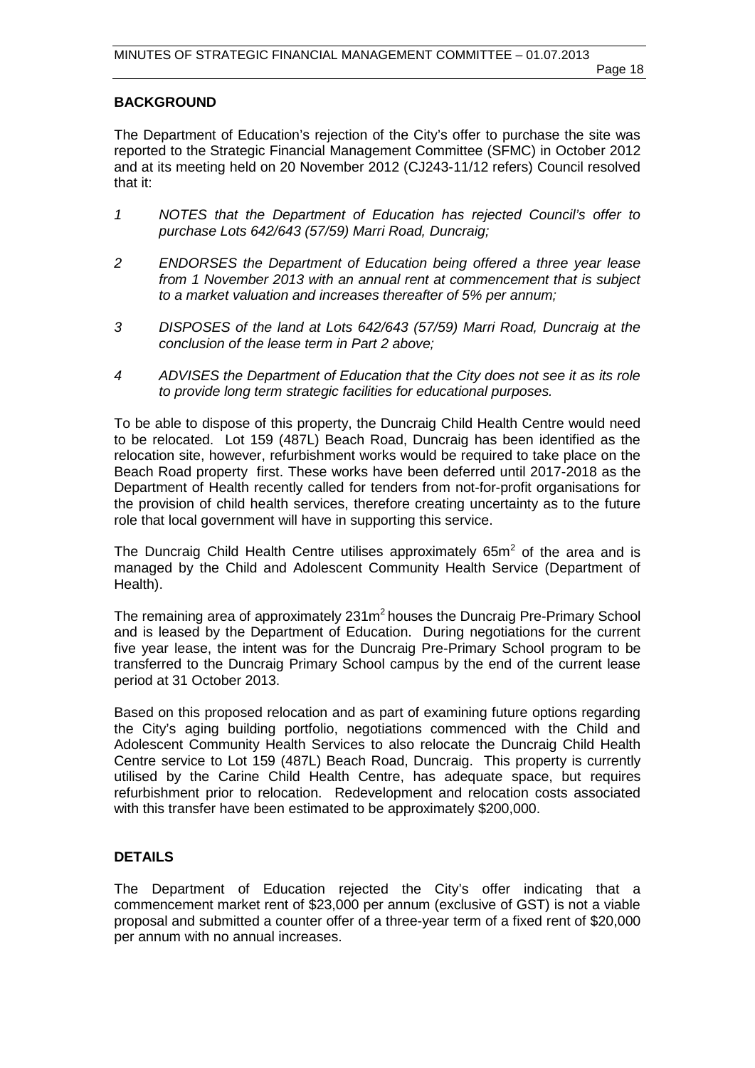## BACKGROUND

The Department of Education's rejection of the City's offer to purchase the site was reported to the Strategic Financial Management Committee (SFMC) in October 2012 and at its meeting held on 20 November 2012 (CJ243-11/12 refers) Council resolved that it:

1. *NOTES that the Department of Education has rejected Council's offer to purchase Lots 642/643 (57/59) Marri Road, Duncraig;*
2. *ENDORSES the Department of Education being offered a three year lease from 1 November 2013 with an annual rent at commencement that is subject to a market valuation and increases thereafter of 5% per annum;*
3. *DISPOSES of the land at Lots 642/643 (57/59) Marri Road, Duncraig at the conclusion of the lease term in Part 2 above;*
4. *ADVISES the Department of Education that the City does not see it as its role to provide long term strategic facilities for educational purposes.*

To be able to dispose of this property, the Duncraig Child Health Centre would need to be relocated. Lot 159 (487L) Beach Road, Duncraig has been identified as the relocation site, however, refurbishment works would be required to take place on the Beach Road property first. These works have been deferred until 2017-2018 as the Department of Health recently called for tenders from not-for-profit organisations for the provision of child health services, therefore creating uncertainty as to the future role that local government will have in supporting this service.

The Duncraig Child Health Centre utilises approximately 65m$^2$ of the area and is managed by the Child and Adolescent Community Health Service (Department of Health).

The remaining area of approximately 231m$^2$ houses the Duncraig Pre-Primary School and is leased by the Department of Education. During negotiations for the current five year lease, the intent was for the Duncraig Pre-Primary School program to be transferred to the Duncraig Primary School campus by the end of the current lease period at 31 October 2013.

Based on this proposed relocation and as part of examining future options regarding the City's aging building portfolio, negotiations commenced with the Child and Adolescent Community Health Services to also relocate the Duncraig Child Health Centre service to Lot 159 (487L) Beach Road, Duncraig. This property is currently utilised by the Carine Child Health Centre, has adequate space, but requires refurbishment prior to relocation. Redevelopment and relocation costs associated with this transfer have been estimated to be approximately $200,000.

## DETAILS

The Department of Education rejected the City's offer indicating that a commencement market rent of $23,000 per annum (exclusive of GST) is not a viable proposal and submitted a counter offer of a three-year term of a fixed rent of $20,000 per annum with no annual increases.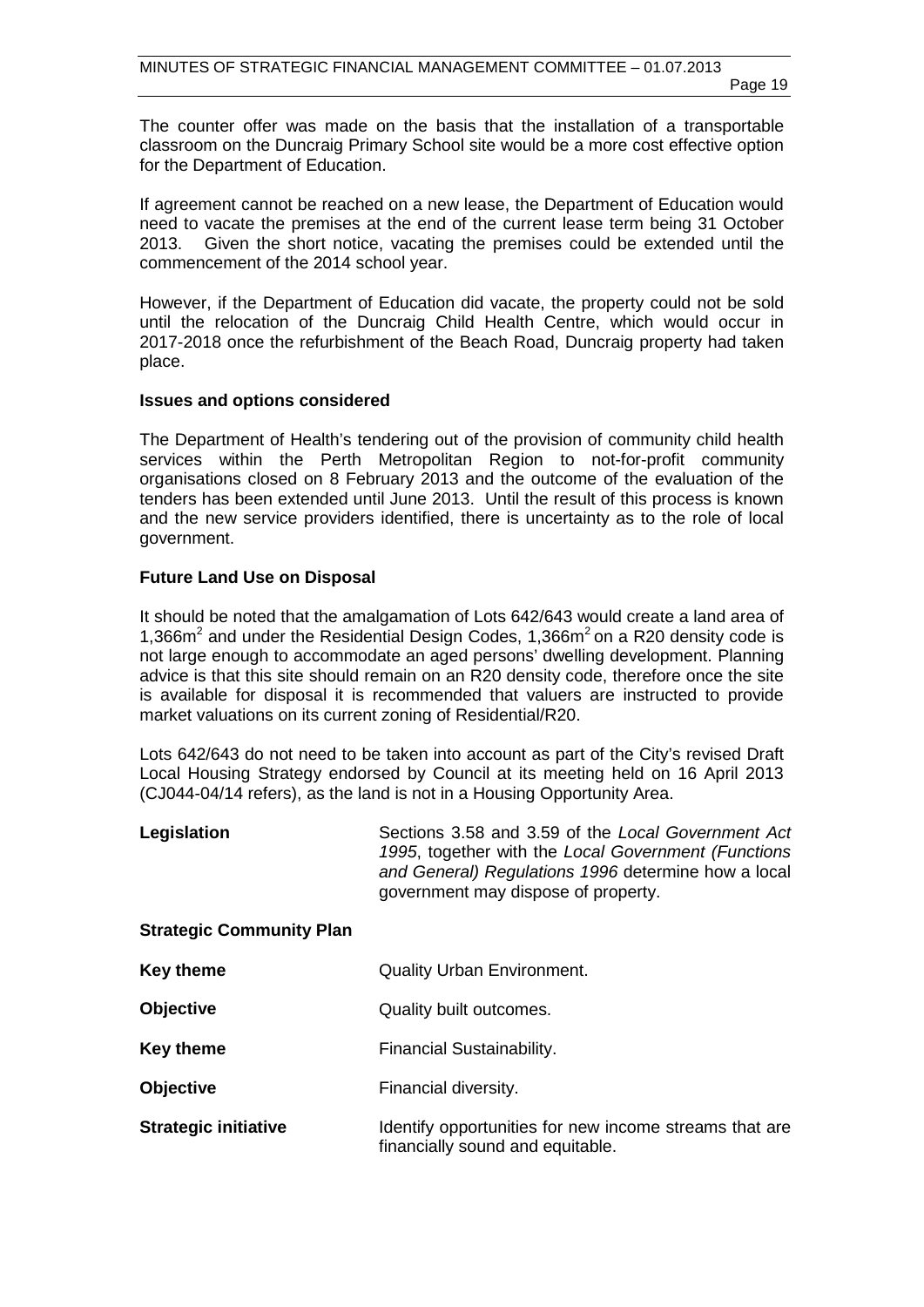The counter offer was made on the basis that the installation of a transportable classroom on the Duncraig Primary School site would be a more cost effective option for the Department of Education.

If agreement cannot be reached on a new lease, the Department of Education would need to vacate the premises at the end of the current lease term being 31 October 2013. Given the short notice, vacating the premises could be extended until the commencement of the 2014 school year.

However, if the Department of Education did vacate, the property could not be sold until the relocation of the Duncraig Child Health Centre, which would occur in 2017-2018 once the refurbishment of the Beach Road, Duncraig property had taken place.

**Issues and options considered**

The Department of Health's tendering out of the provision of community child health services within the Perth Metropolitan Region to not-for-profit community organisations closed on 8 February 2013 and the outcome of the evaluation of the tenders has been extended until June 2013. Until the result of this process is known and the new service providers identified, there is uncertainty as to the role of local government.

**Future Land Use on Disposal**

It should be noted that the amalgamation of Lots 642/643 would create a land area of 1,366m$^2$ and under the Residential Design Codes, 1,366m$^2$ on a R20 density code is not large enough to accommodate an aged persons' dwelling development. Planning advice is that this site should remain on an R20 density code, therefore once the site is available for disposal it is recommended that valuers are instructed to provide market valuations on its current zoning of Residential/R20.

Lots 642/643 do not need to be taken into account as part of the City's revised Draft Local Housing Strategy endorsed by Council at its meeting held on 16 April 2013 (CJ044-04/14 refers), as the land is not in a Housing Opportunity Area.

| | |
|---|---|
| **Legislation** | Sections 3.58 and 3.59 of the *Local Government Act 1995*, together with the *Local Government (Functions and General) Regulations 1996* determine how a local government may dispose of property. |
| **Strategic Community Plan** | |
| **Key theme** | Quality Urban Environment. |
| **Objective** | Quality built outcomes. |
| **Key theme** | Financial Sustainability. |
| **Objective** | Financial diversity. |
| **Strategic initiative** | Identify opportunities for new income streams that are financially sound and equitable. |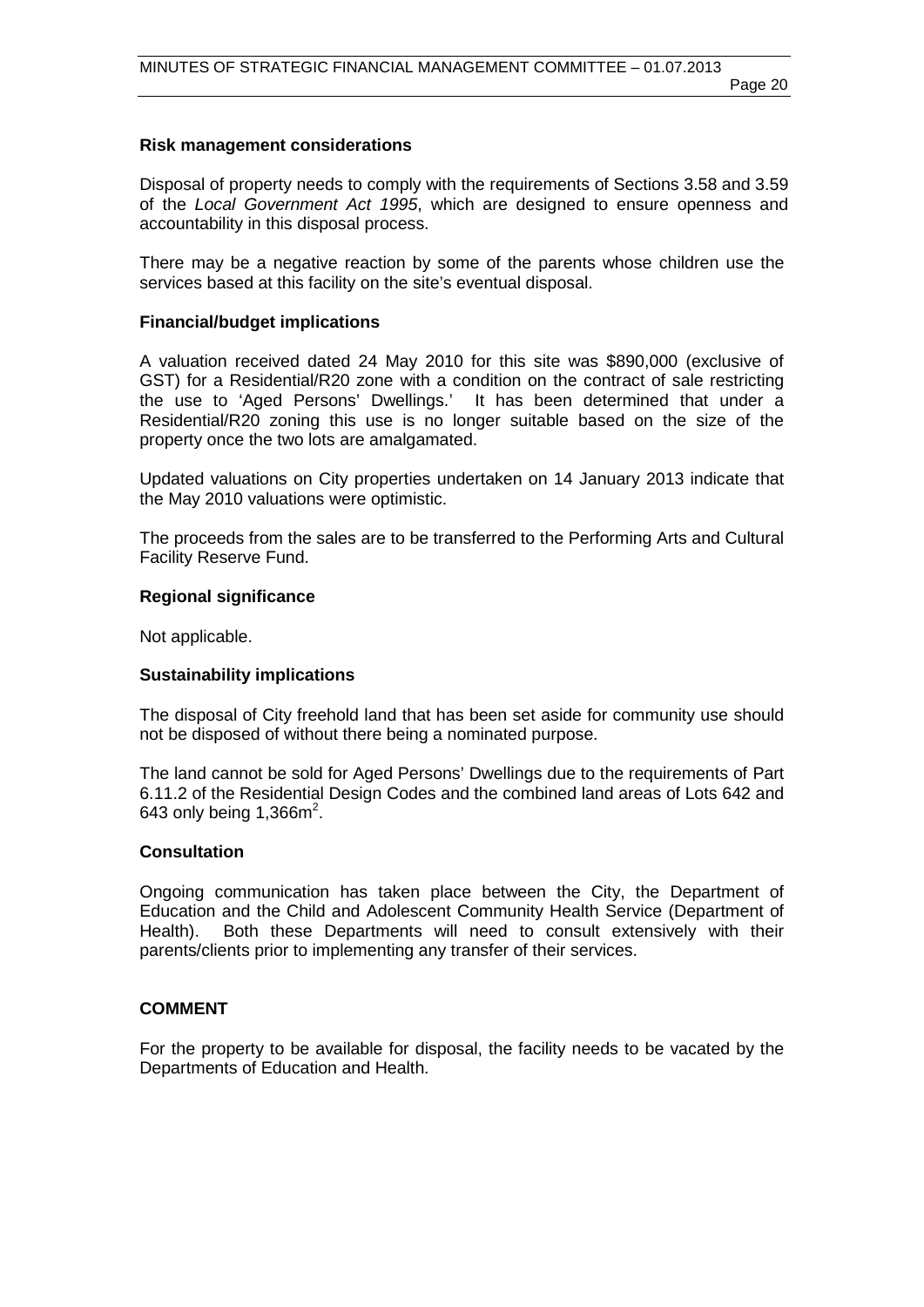**Risk management considerations**

Disposal of property needs to comply with the requirements of Sections 3.58 and 3.59 of the *Local Government Act 1995*, which are designed to ensure openness and accountability in this disposal process.

There may be a negative reaction by some of the parents whose children use the services based at this facility on the site's eventual disposal.

**Financial/budget implications**

A valuation received dated 24 May 2010 for this site was $890,000 (exclusive of GST) for a Residential/R20 zone with a condition on the contract of sale restricting the use to 'Aged Persons' Dwellings.' It has been determined that under a Residential/R20 zoning this use is no longer suitable based on the size of the property once the two lots are amalgamated.

Updated valuations on City properties undertaken on 14 January 2013 indicate that the May 2010 valuations were optimistic.

The proceeds from the sales are to be transferred to the Performing Arts and Cultural Facility Reserve Fund.

**Regional significance**

Not applicable.

**Sustainability implications**

The disposal of City freehold land that has been set aside for community use should not be disposed of without there being a nominated purpose.

The land cannot be sold for Aged Persons' Dwellings due to the requirements of Part 6.11.2 of the Residential Design Codes and the combined land areas of Lots 642 and 643 only being 1,366m$^2$.

**Consultation**

Ongoing communication has taken place between the City, the Department of Education and the Child and Adolescent Community Health Service (Department of Health). Both these Departments will need to consult extensively with their parents/clients prior to implementing any transfer of their services.

**COMMENT**

For the property to be available for disposal, the facility needs to be vacated by the Departments of Education and Health.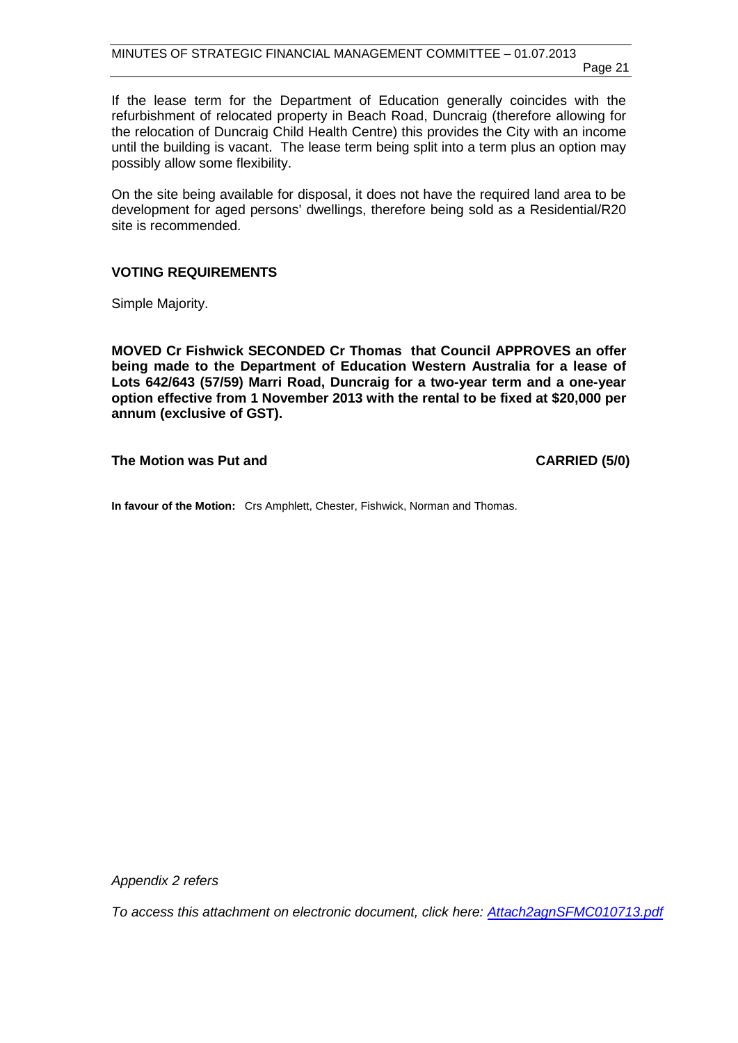If the lease term for the Department of Education generally coincides with the refurbishment of relocated property in Beach Road, Duncraig (therefore allowing for the relocation of Duncraig Child Health Centre) this provides the City with an income until the building is vacant. The lease term being split into a term plus an option may possibly allow some flexibility.

On the site being available for disposal, it does not have the required land area to be development for aged persons' dwellings, therefore being sold as a Residential/R20 site is recommended.

## VOTING REQUIREMENTS

Simple Majority.

**MOVED Cr Fishwick SECONDED Cr Thomas that Council APPROVES an offer being made to the Department of Education Western Australia for a lease of Lots 642/643 (57/59) Marri Road, Duncraig for a two-year term and a one-year option effective from 1 November 2013 with the rental to be fixed at $20,000 per annum (exclusive of GST).**

**The Motion was Put and CARRIED (5/0)**

**In favour of the Motion:** Crs Amphlett, Chester, Fishwick, Norman and Thomas.

*Appendix 2 refers*

*To access this attachment on electronic document, click here: Attach2agnSFMC010713.pdf*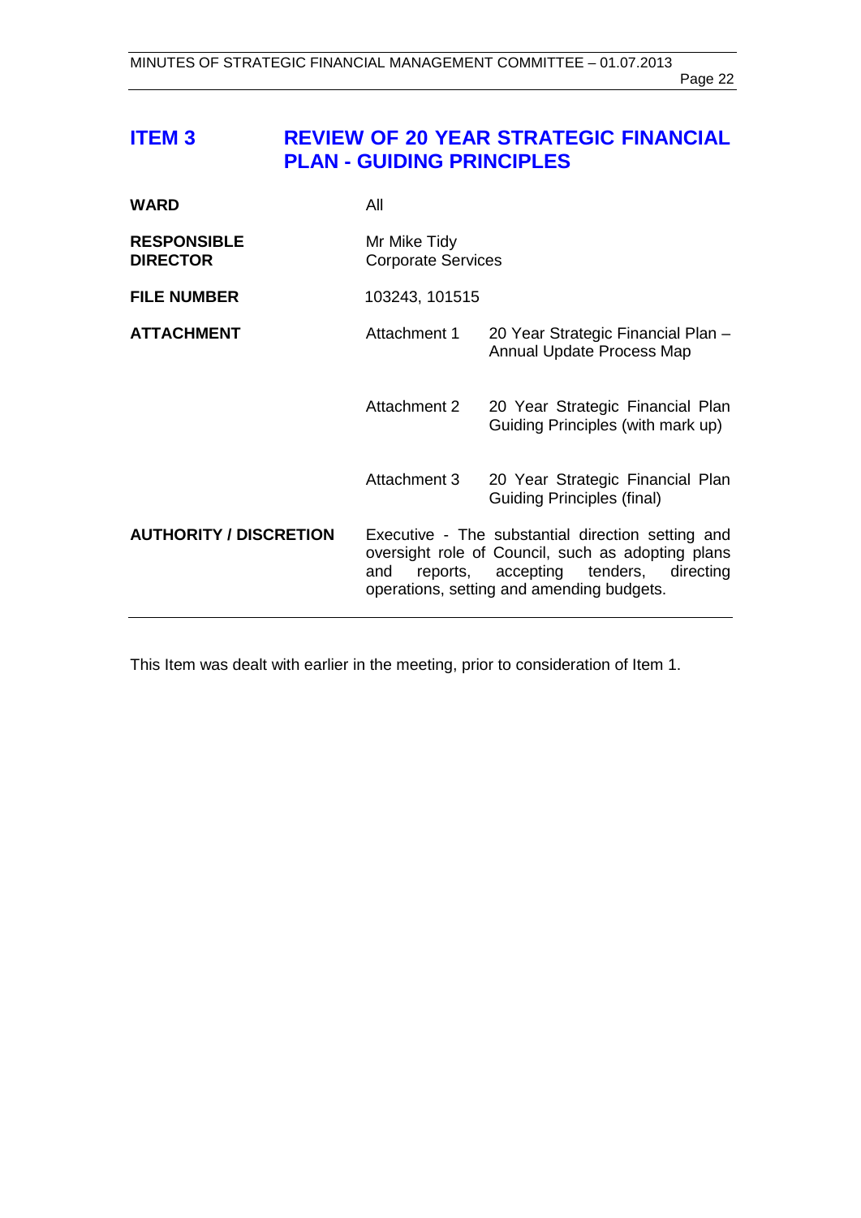# ITEM 3 REVIEW OF 20 YEAR STRATEGIC FINANCIAL PLAN - GUIDING PRINCIPLES

| | | |
|---|---|---|
| **WARD** | All | |
| **RESPONSIBLE DIRECTOR** | Mr Mike Tidy<br>Corporate Services | |
| **FILE NUMBER** | 103243, 101515 | |
| **ATTACHMENT** | Attachment 1 | 20 Year Strategic Financial Plan – Annual Update Process Map |
| | Attachment 2 | 20 Year Strategic Financial Plan Guiding Principles (with mark up) |
| | Attachment 3 | 20 Year Strategic Financial Plan Guiding Principles (final) |
| **AUTHORITY / DISCRETION** | Executive - The substantial direction setting and oversight role of Council, such as adopting plans and reports, accepting tenders, directing operations, setting and amending budgets. | |

This Item was dealt with earlier in the meeting, prior to consideration of Item 1.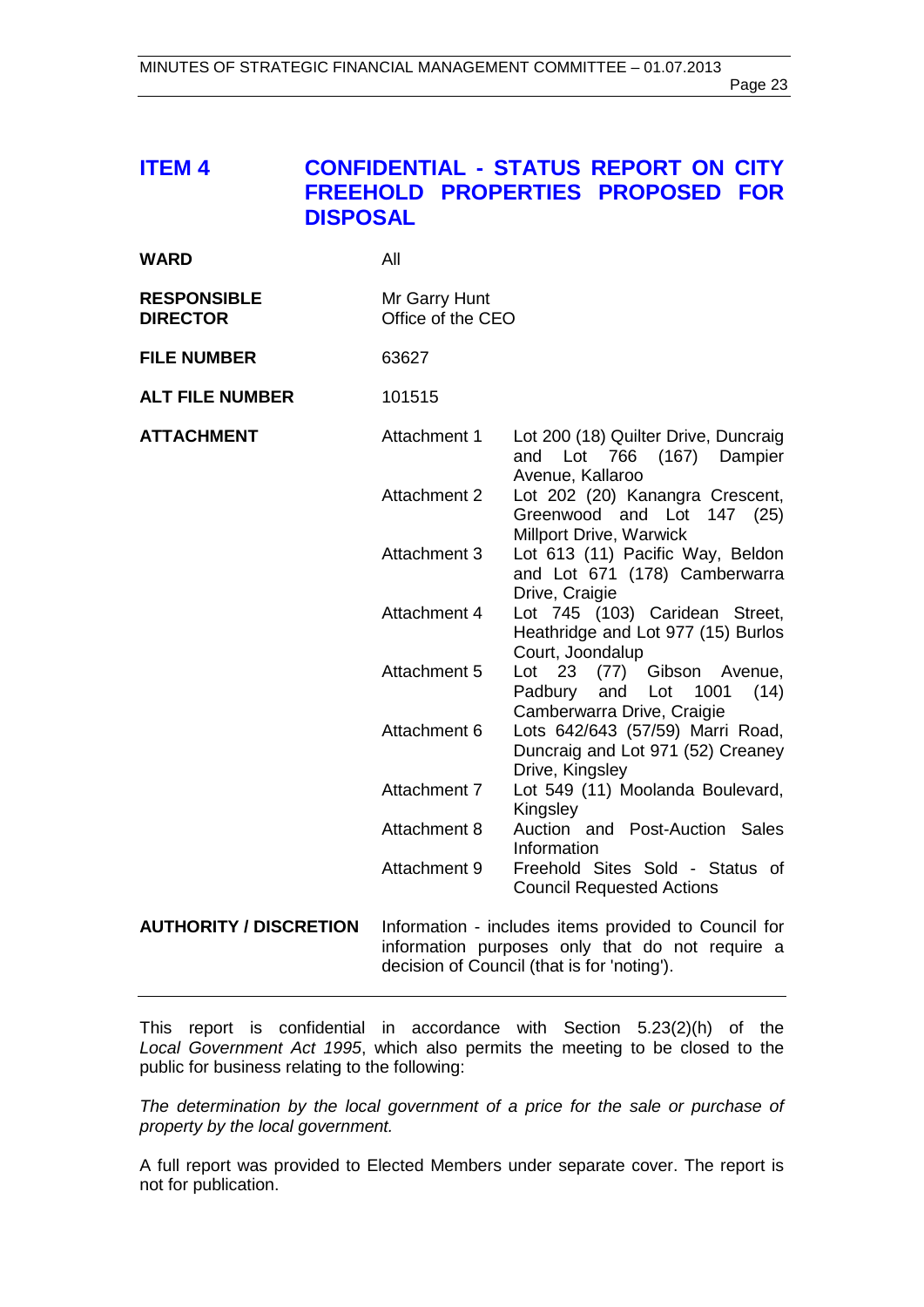## ITEM 4 CONFIDENTIAL - STATUS REPORT ON CITY FREEHOLD PROPERTIES PROPOSED FOR DISPOSAL

| | | |
|---|---|---|
| **WARD** | All | |
| **RESPONSIBLE DIRECTOR** | Mr Garry Hunt<br>Office of the CEO | |
| **FILE NUMBER** | 63627 | |
| **ALT FILE NUMBER** | 101515 | |
| **ATTACHMENT** | Attachment 1 | Lot 200 (18) Quilter Drive, Duncraig and Lot 766 (167) Dampier Avenue, Kallaroo |
| | Attachment 2 | Lot 202 (20) Kanangra Crescent, Greenwood and Lot 147 (25) Millport Drive, Warwick |
| | Attachment 3 | Lot 613 (11) Pacific Way, Beldon and Lot 671 (178) Camberwarra Drive, Craigie |
| | Attachment 4 | Lot 745 (103) Caridean Street, Heathridge and Lot 977 (15) Burlos Court, Joondalup |
| | Attachment 5 | Lot 23 (77) Gibson Avenue, Padbury and Lot 1001 (14) Camberwarra Drive, Craigie |
| | Attachment 6 | Lots 642/643 (57/59) Marri Road, Duncraig and Lot 971 (52) Creaney Drive, Kingsley |
| | Attachment 7 | Lot 549 (11) Moolanda Boulevard, Kingsley |
| | Attachment 8 | Auction and Post-Auction Sales Information |
| | Attachment 9 | Freehold Sites Sold - Status of Council Requested Actions |
| **AUTHORITY / DISCRETION** | Information - includes items provided to Council for information purposes only that do not require a decision of Council (that is for 'noting'). | |

This report is confidential in accordance with Section 5.23(2)(h) of the *Local Government Act 1995*, which also permits the meeting to be closed to the public for business relating to the following:

*The determination by the local government of a price for the sale or purchase of property by the local government.*

A full report was provided to Elected Members under separate cover. The report is not for publication.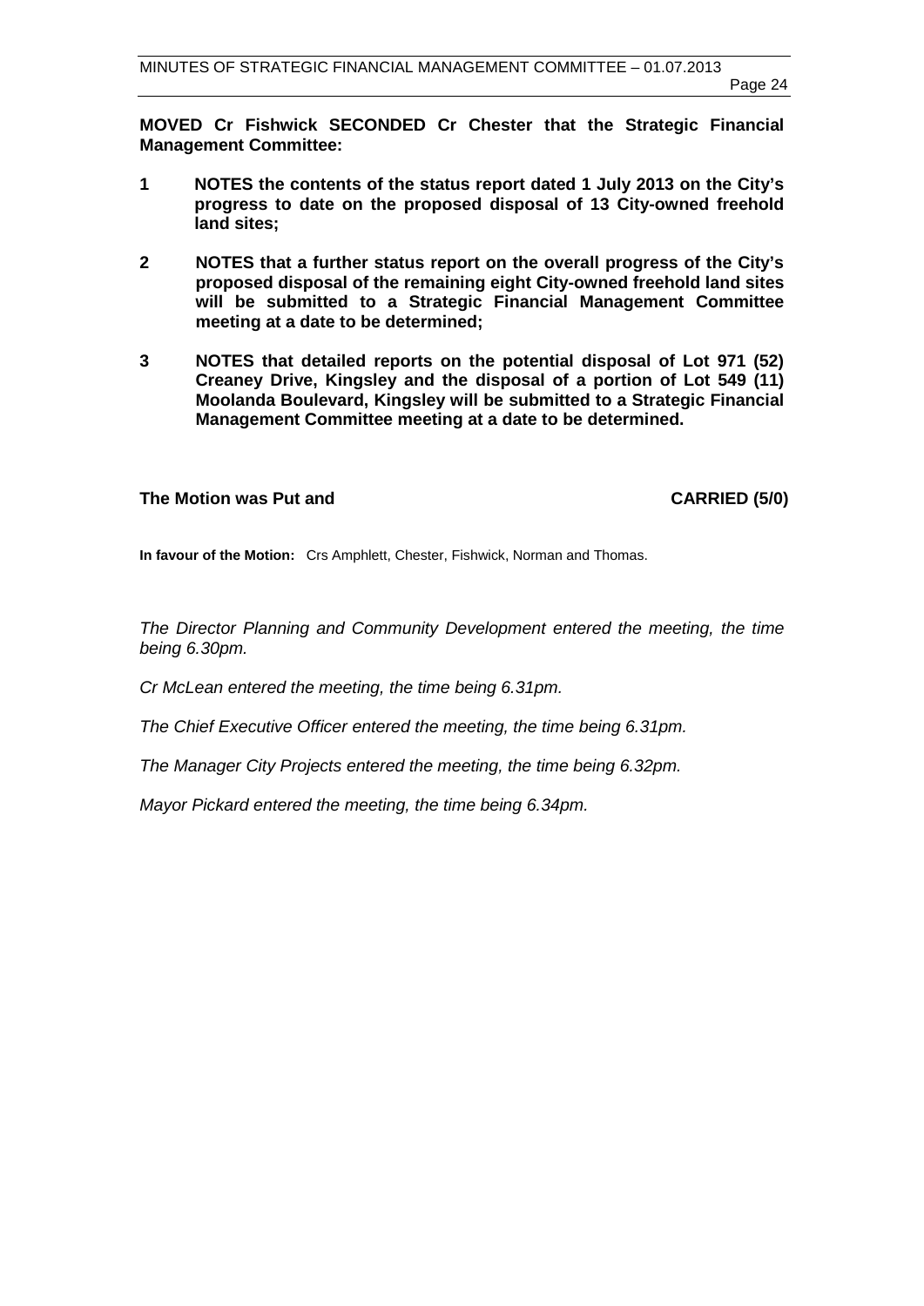**MOVED Cr Fishwick SECONDED Cr Chester that the Strategic Financial Management Committee:**

**1 NOTES the contents of the status report dated 1 July 2013 on the City's progress to date on the proposed disposal of 13 City-owned freehold land sites;**

**2 NOTES that a further status report on the overall progress of the City's proposed disposal of the remaining eight City-owned freehold land sites will be submitted to a Strategic Financial Management Committee meeting at a date to be determined;**

**3 NOTES that detailed reports on the potential disposal of Lot 971 (52) Creaney Drive, Kingsley and the disposal of a portion of Lot 549 (11) Moolanda Boulevard, Kingsley will be submitted to a Strategic Financial Management Committee meeting at a date to be determined.**

**The Motion was Put and CARRIED (5/0)**

**In favour of the Motion:** Crs Amphlett, Chester, Fishwick, Norman and Thomas.

*The Director Planning and Community Development entered the meeting, the time being 6.30pm.*

*Cr McLean entered the meeting, the time being 6.31pm.*

*The Chief Executive Officer entered the meeting, the time being 6.31pm.*

*The Manager City Projects entered the meeting, the time being 6.32pm.*

*Mayor Pickard entered the meeting, the time being 6.34pm.*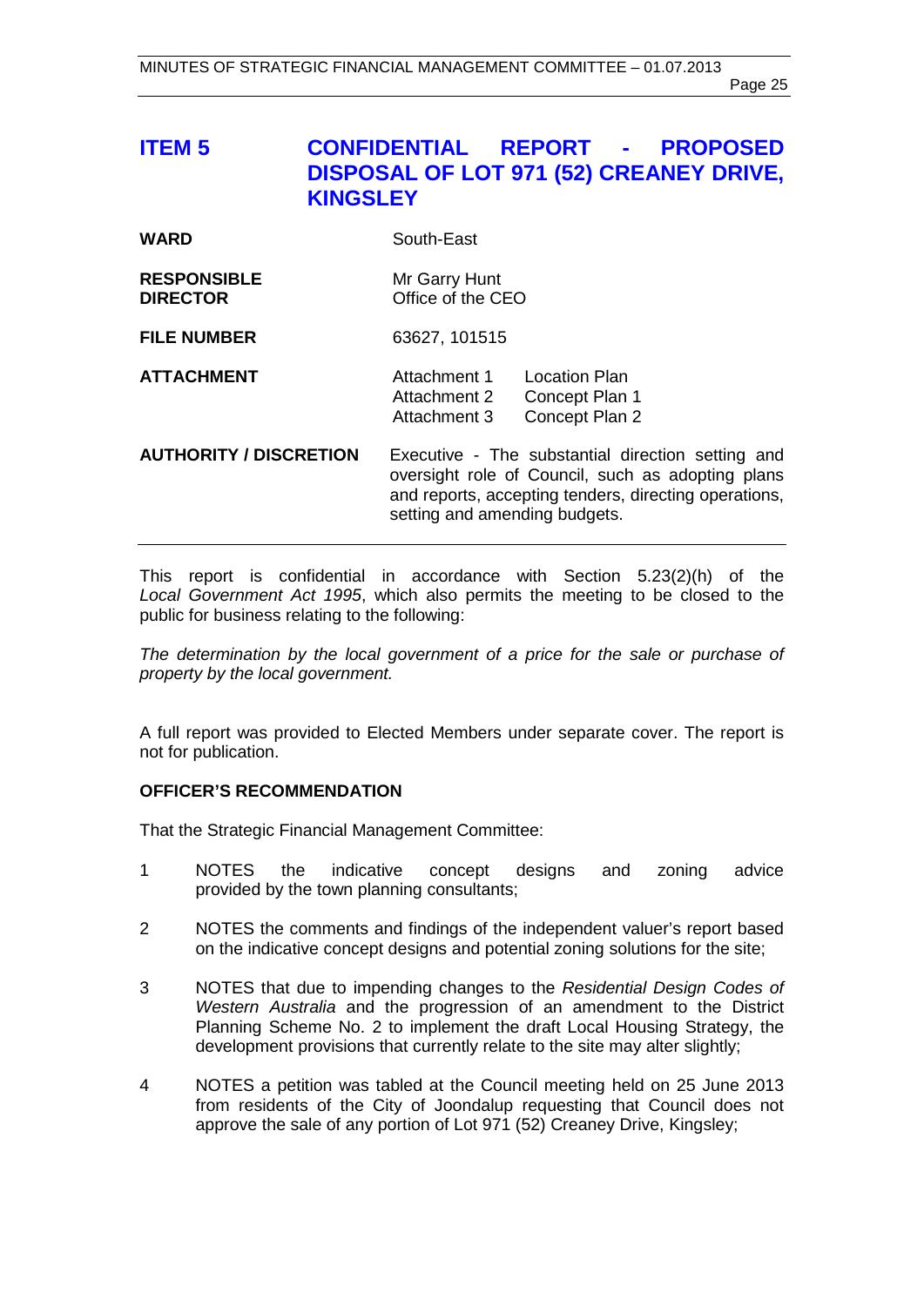# ITEM 5 CONFIDENTIAL REPORT - PROPOSED DISPOSAL OF LOT 971 (52) CREANEY DRIVE, KINGSLEY

| | | |
|---|---|---|
| **WARD** | South-East | |
| **RESPONSIBLE DIRECTOR** | Mr Garry Hunt<br>Office of the CEO | |
| **FILE NUMBER** | 63627, 101515 | |
| **ATTACHMENT** | Attachment 1<br>Attachment 2<br>Attachment 3 | Location Plan<br>Concept Plan 1<br>Concept Plan 2 |
| **AUTHORITY / DISCRETION** | Executive - The substantial direction setting and oversight role of Council, such as adopting plans and reports, accepting tenders, directing operations, setting and amending budgets. | |

This report is confidential in accordance with Section 5.23(2)(h) of the *Local Government Act 1995*, which also permits the meeting to be closed to the public for business relating to the following:

*The determination by the local government of a price for the sale or purchase of property by the local government.*

A full report was provided to Elected Members under separate cover. The report is not for publication.

**OFFICER'S RECOMMENDATION**

That the Strategic Financial Management Committee:

1 NOTES the indicative concept designs and zoning advice provided by the town planning consultants;

2 NOTES the comments and findings of the independent valuer's report based on the indicative concept designs and potential zoning solutions for the site;

3 NOTES that due to impending changes to the *Residential Design Codes of Western Australia* and the progression of an amendment to the District Planning Scheme No. 2 to implement the draft Local Housing Strategy, the development provisions that currently relate to the site may alter slightly;

4 NOTES a petition was tabled at the Council meeting held on 25 June 2013 from residents of the City of Joondalup requesting that Council does not approve the sale of any portion of Lot 971 (52) Creaney Drive, Kingsley;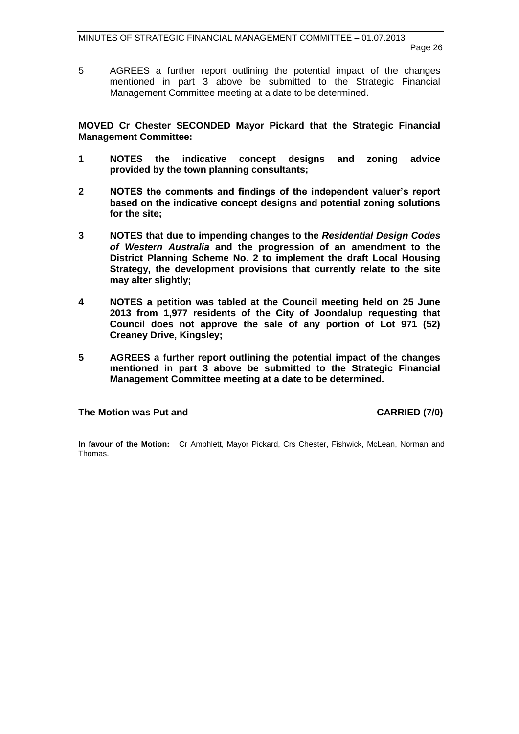5 AGREES a further report outlining the potential impact of the changes mentioned in part 3 above be submitted to the Strategic Financial Management Committee meeting at a date to be determined.

**MOVED Cr Chester SECONDED Mayor Pickard that the Strategic Financial Management Committee:**

**1 NOTES the indicative concept designs and zoning advice provided by the town planning consultants;**

**2 NOTES the comments and findings of the independent valuer's report based on the indicative concept designs and potential zoning solutions for the site;**

**3 NOTES that due to impending changes to the *Residential Design Codes of Western Australia* and the progression of an amendment to the District Planning Scheme No. 2 to implement the draft Local Housing Strategy, the development provisions that currently relate to the site may alter slightly;**

**4 NOTES a petition was tabled at the Council meeting held on 25 June 2013 from 1,977 residents of the City of Joondalup requesting that Council does not approve the sale of any portion of Lot 971 (52) Creaney Drive, Kingsley;**

**5 AGREES a further report outlining the potential impact of the changes mentioned in part 3 above be submitted to the Strategic Financial Management Committee meeting at a date to be determined.**

**The Motion was Put and CARRIED (7/0)**

**In favour of the Motion:** Cr Amphlett, Mayor Pickard, Crs Chester, Fishwick, McLean, Norman and Thomas.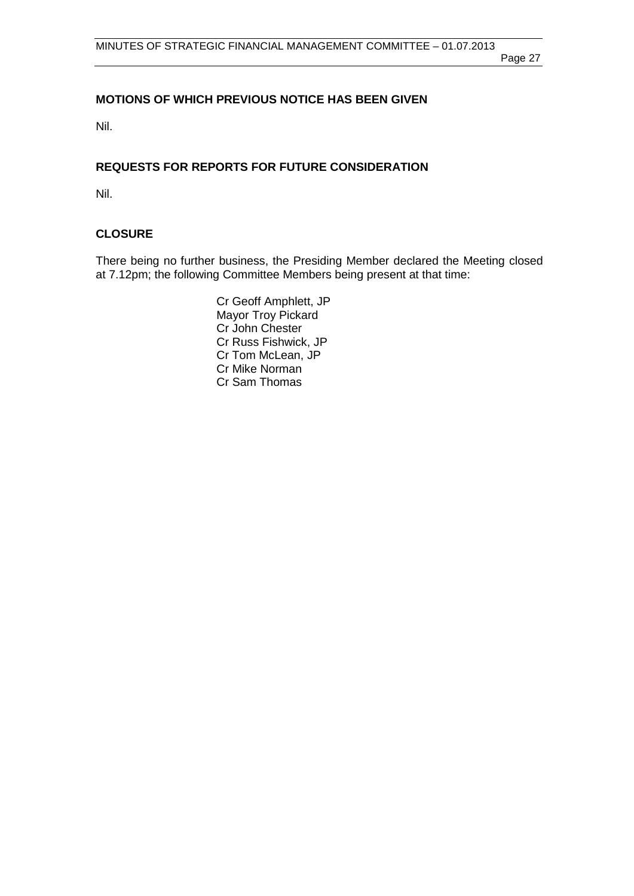## MOTIONS OF WHICH PREVIOUS NOTICE HAS BEEN GIVEN

Nil.

## REQUESTS FOR REPORTS FOR FUTURE CONSIDERATION

Nil.

## CLOSURE

There being no further business, the Presiding Member declared the Meeting closed at 7.12pm; the following Committee Members being present at that time:

Cr Geoff Amphlett, JP  
Mayor Troy Pickard  
Cr John Chester  
Cr Russ Fishwick, JP  
Cr Tom McLean, JP  
Cr Mike Norman  
Cr Sam Thomas